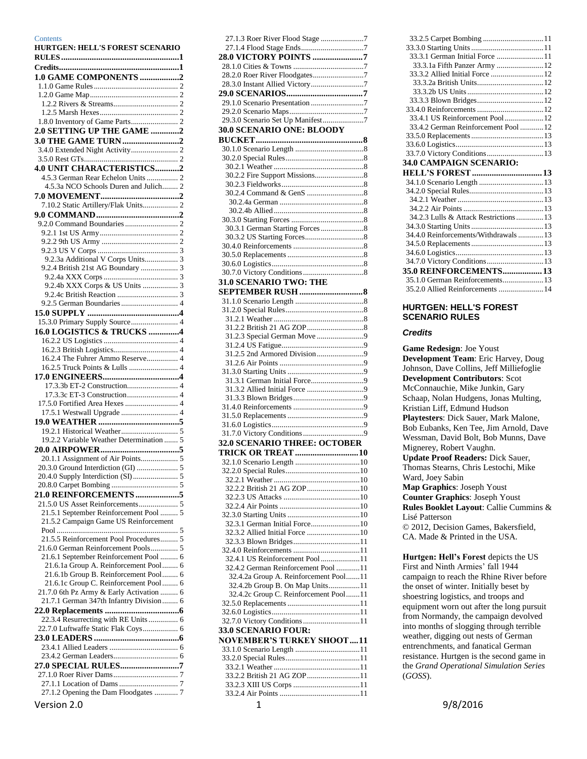Contents

**HURTGEN: HELL'S FOREST SCENARIO RULES ... 1**

**Credits ... 1**

**1.0 GAME COMPONENTS ... 2**
- 1.1.0 Game Rules ... 2
- 1.2.0 Game Map ... 2
- 1.2.2 Rivers & Streams ... 2
- 1.2.5 Marsh Hexes ... 2
- 1.8.0 Inventory of Game Parts ... 2

**2.0 SETTING UP THE GAME ... 2**

**3.0 THE GAME TURN ... 2**
- 3.4.0 Extended Night Activity ... 2
- 3.5.0 Rest GTs ... 2

**4.0 UNIT CHARACTERISTICS ... 2**
- 4.5.3 German Rear Echelon Units ... 2
- 4.5.3a NCO Schools Duren and Julich ... 2

**7.0 MOVEMENT ... 2**
- 7.10.2 Static Artillery/Flak Units ... 2

**9.0 COMMAND ... 2**
- 9.2.0 Command Boundaries ... 2
- 9.2.1 1st US Army ... 2
- 9.2.2 9th US Army ... 2
- 9.2.3 US V Corps ... 3
- 9.2.3a Additional V Corps Units ... 3
- 9.2.4 British 21st AG Boundary ... 3
- 9.2.4a XXX Corps ... 3
- 9.2.4b XXX Corps & US Units ... 3
- 9.2.4c British Reaction ... 3
- 9.2.5 German Boundaries ... 4

**15.0 SUPPLY ... 4**
- 15.3.0 Primary Supply Source ... 4

**16.0 LOGISTICS & TRUCKS ... 4**
- 16.2.2 US Logistics ... 4
- 16.2.3 British Logistics ... 4
- 16.2.4 The Fuhrer Ammo Reserve ... 4
- 16.2.5 Truck Points & Lulls ... 4

**17.0 ENGINEERS ... 4**
- 17.3.3b ET-2 Construction ... 4
- 17.3.3c ET-3 Construction ... 4
- 17.5.0 Fortified Area Hexes ... 4
- 17.5.1 Westwall Upgrade ... 4

**19.0 WEATHER ... 5**
- 19.2.1 Historical Weather ... 5
- 19.2.2 Variable Weather Determination ... 5

**20.0 AIRPOWER ... 5**
- 20.1.1 Assignment of Air Points ... 5
- 20.3.0 Ground Interdiction (GI) ... 5
- 20.4.0 Supply Interdiction (SI) ... 5
- 20.8.0 Carpet Bombing ... 5

**21.0 REINFORCEMENTS ... 5**
- 21.5.0 US Asset Reinforcements ... 5
- 21.5.1 September Reinforcement Pool ... 5
- 21.5.2 Campaign Game US Reinforcement Pool ... 5
- 21.5.5 Reinforcement Pool Procedures ... 5
- 21.6.0 German Reinforcement Pools ... 5
- 21.6.1 September Reinforcement Pool ... 6
- 21.6.1a Group A. Reinforcement Pool ... 6
- 21.6.1b Group B. Reinforcement Pool ... 6
- 21.6.1c Group C. Reinforcement Pool ... 6
- 21.7.0 6th Pz Army & Early Activation ... 6
- 21.7.1 German 347th Infantry Division ... 6

**22.0 Replacements ... 6**
- 22.3.4 Resurrecting with RE Units ... 6
- 22.7.0 Luftwaffe Static Flak Coys ... 6

**23.0 LEADERS ... 6**
- 23.4.1 Allied Leaders ... 6
- 23.4.2 German Leaders ... 6

**27.0 SPECIAL RULES ... 7**
- 27.1.0 Roer River Dams ... 7
- 27.1.1 Location of Dams ... 7
- 27.1.2 Opening the Dam Floodgates ... 7
- 27.1.3 Roer River Flood Stage ... 7
- 27.1.4 Flood Stage Ends ... 7

**28.0 VICTORY POINTS ... 7**
- 28.1.0 Cities & Towns ... 7
- 28.2.0 Roer River Floodgates ... 7
- 28.3.0 Instant Allied Victory ... 7

**29.0 SCENARIOS ... 7**
- 29.1.0 Scenario Presentation ... 7
- 29.2.0 Scenario Maps ... 7
- 29.3.0 Scenario Set Up Manifest ... 7

**30.0 SCENARIO ONE: BLOODY BUCKET ... 8**
- 30.1.0 Scenario Length ... 8
- 30.2.0 Special Rules ... 8
- 30.2.1 Weather ... 8
- 30.2.2 Fire Support Missions ... 8
- 30.2.3 Fieldworks ... 8
- 30.2.4 Command & GenS ... 8
- 30.2.4a German ... 8
- 30.2.4b Allied ... 8
- 30.3.0 Starting Forces ... 8
- 30.3.1 German Starting Forces ... 8
- 30.3.2 US Starting Forces ... 8
- 30.4.0 Reinforcements ... 8
- 30.5.0 Replacements ... 8
- 30.6.0 Logistics ... 8
- 30.7.0 Victory Conditions ... 8

**31.0 SCENARIO TWO: THE SEPTEMBER RUSH ... 8**
- 31.1.0 Scenario Length ... 8
- 31.2.0 Special Rules ... 8
- 31.2.1 Weather ... 8
- 31.2.2 British 21 AG ZOP ... 8
- 31.2.3 Special German Move ... 9
- 31.2.4 US Fatigue ... 9
- 31.2.5 2nd Armored Division ... 9
- 31.2.6 Air Points ... 9
- 31.3.0 Starting Units ... 9
- 31.3.1 German Initial Force ... 9
- 31.3.2 Allied Initial Force ... 9
- 31.3.3 Blown Bridges ... 9
- 31.4.0 Reinforcements ... 9
- 31.5.0 Replacements ... 9
- 31.6.0 Logistics ... 9
- 31.7.0 Victory Conditions ... 9

**32.0 SCENARIO THREE: OCTOBER TRICK OR TREAT ... 10**
- 32.1.0 Scenario Length ... 10
- 32.2.0 Special Rules ... 10
- 32.2.1 Weather ... 10
- 32.2.2 British 21 AG ZOP ... 10
- 32.2.3 US Attacks ... 10
- 32.2.4 Air Points ... 10
- 32.3.0 Starting Units ... 10
- 32.3.1 German Initial Force ... 10
- 32.3.2 Allied Initial Force ... 10
- 32.3.3 Blown Bridges ... 11
- 32.4.0 Reinforcements ... 11
- 32.4.1 US Reinforcement Pool ... 11
- 32.4.2 German Reinforcement Pool ... 11
- 32.4.2a Group A. Reinforcement Pool ... 11
- 32.4.2b Group B. On Map Units ... 11
- 32.4.2c Group C. Reinforcement Pool ... 11
- 32.5.0 Replacements ... 11
- 32.6.0 Logistics ... 11
- 32.7.0 Victory Conditions ... 11

**33.0 SCENARIO FOUR: NOVEMBER'S TURKEY SHOOT ... 11**
- 33.1.0 Scenario Length ... 11
- 33.2.0 Special Rules ... 11
- 33.2.1 Weather ... 11
- 33.2.2 British 21 AG ZOP ... 11
- 33.2.3 XIII US Corps ... 11
- 33.2.4 Air Points ... 11
- 33.2.5 Carpet Bombing ... 11
- 33.3.0 Starting Units ... 11
- 33.3.1 German Initial Force ... 11
- 33.3.1a Fifth Panzer Army ... 12
- 33.3.2 Allied Initial Force ... 12
- 33.3.2a British Units ... 12
- 33.3.2b US Units ... 12
- 33.3.3 Blown Bridges ... 12
- 33.4.0 Reinforcements ... 12
- 33.4.1 US Reinforcement Pool ... 12
- 33.4.2 German Reinforcement Pool ... 12
- 33.5.0 Replacements ... 13
- 33.6.0 Logistics ... 13
- 33.7.0 Victory Conditions ... 13

**34.0 CAMPAIGN SCENARIO: HELL'S FOREST ... 13**
- 34.1.0 Scenario Length ... 13
- 34.2.0 Special Rules ... 13
- 34.2.1 Weather ... 13
- 34.2.2 Air Points ... 13
- 34.2.3 Lulls & Attack Restrictions ... 13
- 34.3.0 Starting Units ... 13
- 34.4.0 Reinforcements/Withdrawals ... 13
- 34.5.0 Replacements ... 13
- 34.6.0 Logistics ... 13
- 34.7.0 Victory Conditions ... 13

**35.0 REINFORCEMENTS ... 13**
- 35.1.0 German Reinforcements ... 13
- 35.2.0 Allied Reinforcements ... 14

# HURTGEN: HELL'S FOREST SCENARIO RULES

## *Credits*

**Game Redesign**: Joe Youst
**Development Team**: Eric Harvey, Doug Johnson, Dave Collins, Jeff Milliefoglie
**Development Contributors**: Scot McConnauchie, Mike Junkin, Gary Schaap, Nolan Hudgens, Jonas Multing, Kristian Liff, Edmund Hudson
**Playtesters**: Dick Sauer, Mark Malone, Bob Eubanks, Ken Tee, Jim Arnold, Dave Wessman, David Bolt, Bob Munns, Dave Mignerey, Robert Vaughn.
**Update Proof Readers:** Dick Sauer, Thomas Stearns, Chris Lestochi, Mike Ward, Joey Sabin
**Map Graphics**: Joseph Youst
**Counter Graphics**: Joseph Youst
**Rules Booklet Layout**: Callie Cummins & Lisé Patterson
© 2012, Decision Games, Bakersfield, CA. Made & Printed in the USA.

**Hurtgen: Hell's Forest** depicts the US First and Ninth Armies' fall 1944 campaign to reach the Rhine River before the onset of winter. Initially beset by shoestring logistics, and troops and equipment worn out after the long pursuit from Normandy, the campaign devolved into months of slogging through terrible weather, digging out nests of German entrenchments, and fanatical German resistance. Hurtgen is the second game in the *Grand Operational Simulation Series* (*GOSS*).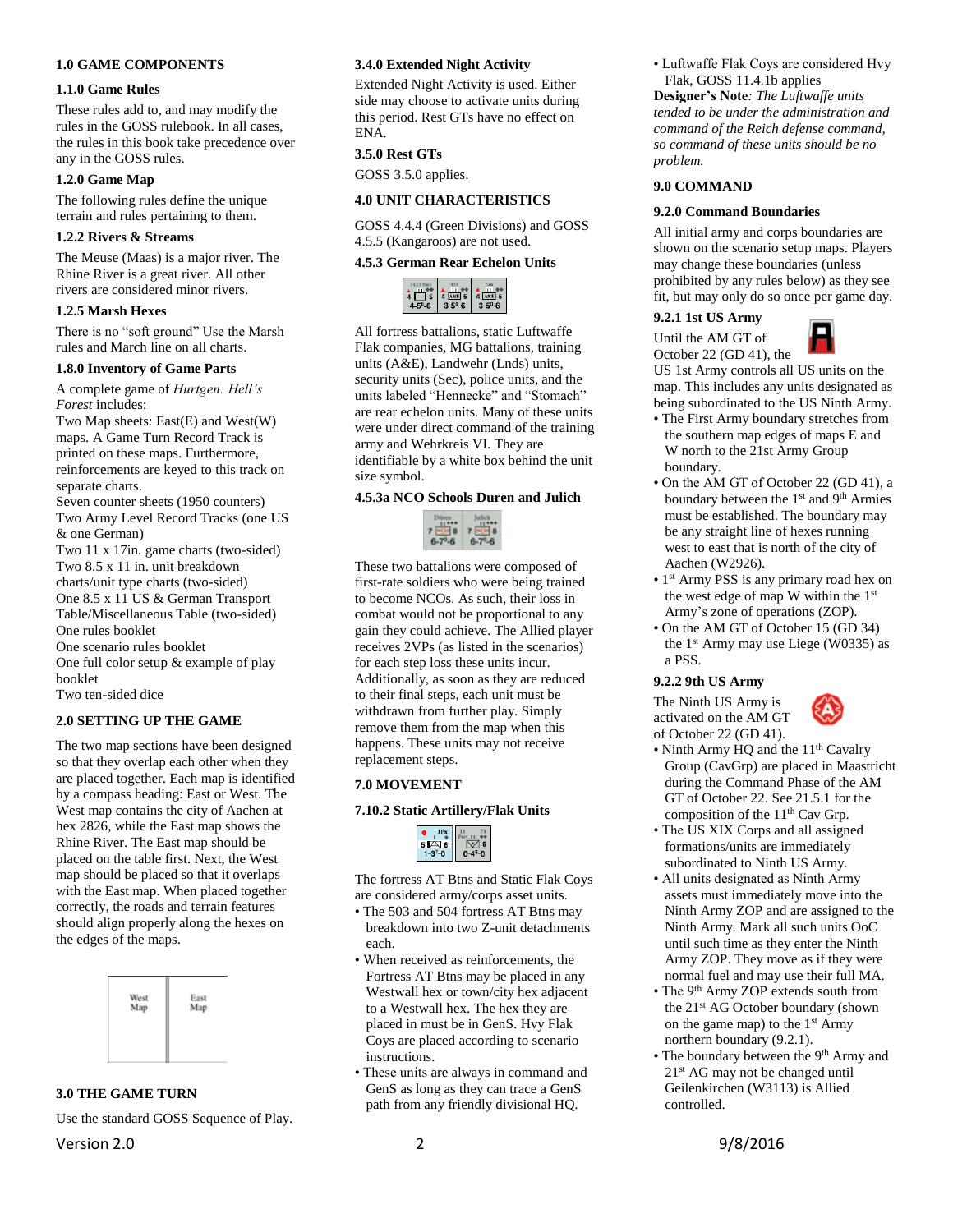## 1.0 GAME COMPONENTS

### 1.1.0 Game Rules

These rules add to, and may modify the rules in the GOSS rulebook. In all cases, the rules in this book take precedence over any in the GOSS rules.

### 1.2.0 Game Map

The following rules define the unique terrain and rules pertaining to them.

### 1.2.2 Rivers & Streams

The Meuse (Maas) is a major river. The Rhine River is a great river. All other rivers are considered minor rivers.

### 1.2.5 Marsh Hexes

There is no "soft ground" Use the Marsh rules and March line on all charts.

### 1.8.0 Inventory of Game Parts

A complete game of *Hurtgen: Hell's Forest* includes:
Two Map sheets: East(E) and West(W) maps. A Game Turn Record Track is printed on these maps. Furthermore, reinforcements are keyed to this track on separate charts.
Seven counter sheets (1950 counters)
Two Army Level Record Tracks (one US & one German)
Two 11 x 17in. game charts (two-sided)
Two 8.5 x 11 in. unit breakdown charts/unit type charts (two-sided)
One 8.5 x 11 US & German Transport Table/Miscellaneous Table (two-sided)
One rules booklet
One scenario rules booklet
One full color setup & example of play booklet
Two ten-sided dice

## 2.0 SETTING UP THE GAME

The two map sections have been designed so that they overlap each other when they are placed together. Each map is identified by a compass heading: East or West. The West map contains the city of Aachen at hex 2826, while the East map shows the Rhine River. The East map should be placed on the table first. Next, the West map should be placed so that it overlaps with the East map. When placed together correctly, the roads and terrain features should align properly along the hexes on the edges of the maps.

| West Map | East Map |
|---|---|

## 3.0 THE GAME TURN

Use the standard GOSS Sequence of Play.

### 3.4.0 Extended Night Activity

Extended Night Activity is used. Either side may choose to activate units during this period. Rest GTs have no effect on ENA.

### 3.5.0 Rest GTs

GOSS 3.5.0 applies.

## 4.0 UNIT CHARACTERISTICS

GOSS 4.4.4 (Green Divisions) and GOSS 4.5.5 (Kangaroos) are not used.

### 4.5.3 German Rear Echelon Units

All fortress battalions, static Luftwaffe Flak companies, MG battalions, training units (A&E), Landwehr (Lnds) units, security units (Sec), police units, and the units labeled "Hennecke" and "Stomach" are rear echelon units. Many of these units were under direct command of the training army and Wehrkreis VI. They are identifiable by a white box behind the unit size symbol.

### 4.5.3a NCO Schools Duren and Julich

These two battalions were composed of first-rate soldiers who were being trained to become NCOs. As such, their loss in combat would not be proportional to any gain they could achieve. The Allied player receives 2VPs (as listed in the scenarios) for each step loss these units incur. Additionally, as soon as they are reduced to their final steps, each unit must be withdrawn from further play. Simply remove them from the map when this happens. These units may not receive replacement steps.

## 7.0 MOVEMENT

### 7.10.2 Static Artillery/Flak Units

The fortress AT Btns and Static Flak Coys are considered army/corps asset units.

- The 503 and 504 fortress AT Btns may breakdown into two Z-unit detachments each.
- When received as reinforcements, the Fortress AT Btns may be placed in any Westwall hex or town/city hex adjacent to a Westwall hex. The hex they are placed in must be in GenS. Hvy Flak Coys are placed according to scenario instructions.
- These units are always in command and GenS as long as they can trace a GenS path from any friendly divisional HQ.
- Luftwaffe Flak Coys are considered Hvy Flak, GOSS 11.4.1b applies

**Designer's Note***: The Luftwaffe units tended to be under the administration and command of the Reich defense command, so command of these units should be no problem.*

## 9.0 COMMAND

### 9.2.0 Command Boundaries

All initial army and corps boundaries are shown on the scenario setup maps. Players may change these boundaries (unless prohibited by any rules below) as they see fit, but may only do so once per game day.

### 9.2.1 1st US Army

Until the AM GT of October 22 (GD 41), the US 1st Army controls all US units on the map. This includes any units designated as being subordinated to the US Ninth Army.

- The First Army boundary stretches from the southern map edges of maps E and W north to the 21st Army Group boundary.
- On the AM GT of October 22 (GD 41), a boundary between the 1st and 9th Armies must be established. The boundary may be any straight line of hexes running west to east that is north of the city of Aachen (W2926).
- 1st Army PSS is any primary road hex on the west edge of map W within the 1st Army's zone of operations (ZOP).
- On the AM GT of October 15 (GD 34) the 1st Army may use Liege (W0335) as a PSS.

### 9.2.2 9th US Army

The Ninth US Army is activated on the AM GT of October 22 (GD 41).

- Ninth Army HQ and the 11th Cavalry Group (CavGrp) are placed in Maastricht during the Command Phase of the AM GT of October 22. See 21.5.1 for the composition of the 11th Cav Grp.
- The US XIX Corps and all assigned formations/units are immediately subordinated to Ninth US Army.
- All units designated as Ninth Army assets must immediately move into the Ninth Army ZOP and are assigned to the Ninth Army. Mark all such units OoC until such time as they enter the Ninth Army ZOP. They move as if they were normal fuel and may use their full MA.
- The 9th Army ZOP extends south from the 21st AG October boundary (shown on the game map) to the 1st Army northern boundary (9.2.1).
- The boundary between the 9th Army and 21st AG may not be changed until Geilenkirchen (W3113) is Allied controlled.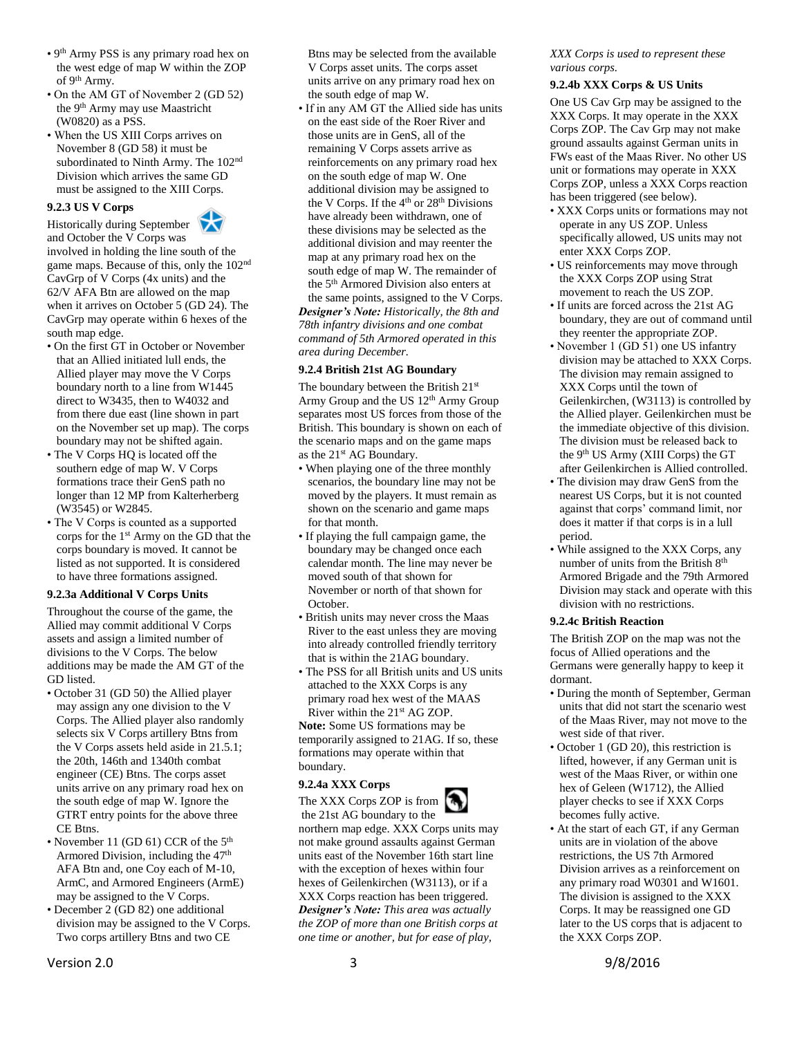- 9th Army PSS is any primary road hex on the west edge of map W within the ZOP of 9th Army.
- On the AM GT of November 2 (GD 52) the 9th Army may use Maastricht (W0820) as a PSS.
- When the US XIII Corps arrives on November 8 (GD 58) it must be subordinated to Ninth Army. The 102nd Division which arrives the same GD must be assigned to the XIII Corps.

#### 9.2.3 US V Corps

Historically during September and October the V Corps was involved in holding the line south of the game maps. Because of this, only the 102nd CavGrp of V Corps (4x units) and the 62/V AFA Btn are allowed on the map when it arrives on October 5 (GD 24). The CavGrp may operate within 6 hexes of the south map edge.

- On the first GT in October or November that an Allied initiated lull ends, the Allied player may move the V Corps boundary north to a line from W1445 direct to W3435, then to W4032 and from there due east (line shown in part on the November set up map). The corps boundary may not be shifted again.
- The V Corps HQ is located off the southern edge of map W. V Corps formations trace their GenS path no longer than 12 MP from Kalterherberg (W3545) or W2845.
- The V Corps is counted as a supported corps for the 1st Army on the GD that the corps boundary is moved. It cannot be listed as not supported. It is considered to have three formations assigned.

#### 9.2.3a Additional V Corps Units

Throughout the course of the game, the Allied may commit additional V Corps assets and assign a limited number of divisions to the V Corps. The below additions may be made the AM GT of the GD listed.

- October 31 (GD 50) the Allied player may assign any one division to the V Corps. The Allied player also randomly selects six V Corps artillery Btns from the V Corps assets held aside in 21.5.1; the 20th, 146th and 1340th combat engineer (CE) Btns. The corps asset units arrive on any primary road hex on the south edge of map W. Ignore the GTRT entry points for the above three CE Btns.
- November 11 (GD 61) CCR of the 5th Armored Division, including the 47th AFA Btn and, one Coy each of M-10, ArmC, and Armored Engineers (ArmE) may be assigned to the V Corps.
- December 2 (GD 82) one additional division may be assigned to the V Corps. Two corps artillery Btns and two CE Btns may be selected from the available V Corps asset units. The corps asset units arrive on any primary road hex on the south edge of map W.
- If in any AM GT the Allied side has units on the east side of the Roer River and those units are in GenS, all of the remaining V Corps assets arrive as reinforcements on any primary road hex on the south edge of map W. One additional division may be assigned to the V Corps. If the 4th or 28th Divisions have already been withdrawn, one of these divisions may be selected as the additional division and may reenter the map at any primary road hex on the south edge of map W. The remainder of the 5th Armored Division also enters at the same points, assigned to the V Corps.

***Designer's Note:*** *Historically, the 8th and 78th infantry divisions and one combat command of 5th Armored operated in this area during December.*

#### 9.2.4 British 21st AG Boundary

The boundary between the British 21st Army Group and the US 12th Army Group separates most US forces from those of the British. This boundary is shown on each of the scenario maps and on the game maps as the 21st AG Boundary.

- When playing one of the three monthly scenarios, the boundary line may not be moved by the players. It must remain as shown on the scenario and game maps for that month.
- If playing the full campaign game, the boundary may be changed once each calendar month. The line may never be moved south of that shown for November or north of that shown for October.
- British units may never cross the Maas River to the east unless they are moving into already controlled friendly territory that is within the 21AG boundary.
- The PSS for all British units and US units attached to the XXX Corps is any primary road hex west of the MAAS River within the 21st AG ZOP.

**Note:** Some US formations may be temporarily assigned to 21AG. If so, these formations may operate within that boundary.

#### 9.2.4a XXX Corps

The XXX Corps ZOP is from the 21st AG boundary to the northern map edge. XXX Corps units may not make ground assaults against German units east of the November 16th start line with the exception of hexes within four hexes of Geilenkirchen (W3113), or if a XXX Corps reaction has been triggered.

***Designer's Note:*** *This area was actually the ZOP of more than one British corps at one time or another, but for ease of play, XXX Corps is used to represent these various corps.*

#### 9.2.4b XXX Corps & US Units

One US Cav Grp may be assigned to the XXX Corps. It may operate in the XXX Corps ZOP. The Cav Grp may not make ground assaults against German units in FWs east of the Maas River. No other US unit or formations may operate in XXX Corps ZOP, unless a XXX Corps reaction has been triggered (see below).

- XXX Corps units or formations may not operate in any US ZOP. Unless specifically allowed, US units may not enter XXX Corps ZOP.
- US reinforcements may move through the XXX Corps ZOP using Strat movement to reach the US ZOP.
- If units are forced across the 21st AG boundary, they are out of command until they reenter the appropriate ZOP.
- November 1 (GD 51) one US infantry division may be attached to XXX Corps. The division may remain assigned to XXX Corps until the town of Geilenkirchen, (W3113) is controlled by the Allied player. Geilenkirchen must be the immediate objective of this division. The division must be released back to the 9th US Army (XIII Corps) the GT after Geilenkirchen is Allied controlled.
- The division may draw GenS from the nearest US Corps, but it is not counted against that corps' command limit, nor does it matter if that corps is in a lull period.
- While assigned to the XXX Corps, any number of units from the British 8th Armored Brigade and the 79th Armored Division may stack and operate with this division with no restrictions.

#### 9.2.4c British Reaction

The British ZOP on the map was not the focus of Allied operations and the Germans were generally happy to keep it dormant.

- During the month of September, German units that did not start the scenario west of the Maas River, may not move to the west side of that river.
- October 1 (GD 20), this restriction is lifted, however, if any German unit is west of the Maas River, or within one hex of Geleen (W1712), the Allied player checks to see if XXX Corps becomes fully active.
- At the start of each GT, if any German units are in violation of the above restrictions, the US 7th Armored Division arrives as a reinforcement on any primary road W0301 and W1601. The division is assigned to the XXX Corps. It may be reassigned one GD later to the US corps that is adjacent to the XXX Corps ZOP.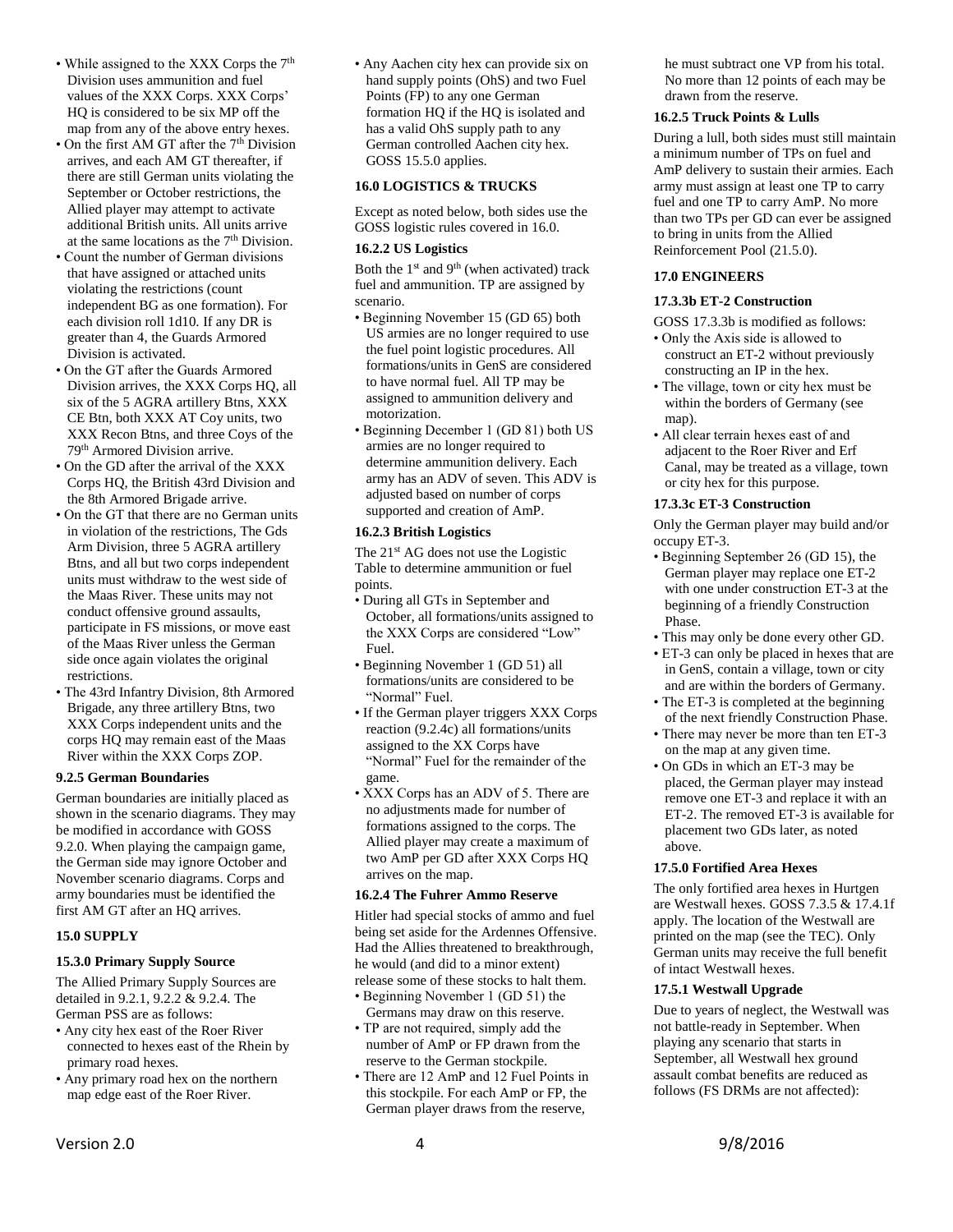- While assigned to the XXX Corps the 7th Division uses ammunition and fuel values of the XXX Corps. XXX Corps' HQ is considered to be six MP off the map from any of the above entry hexes.
- On the first AM GT after the 7th Division arrives, and each AM GT thereafter, if there are still German units violating the September or October restrictions, the Allied player may attempt to activate additional British units. All units arrive at the same locations as the 7th Division.
- Count the number of German divisions that have assigned or attached units violating the restrictions (count independent BG as one formation). For each division roll 1d10. If any DR is greater than 4, the Guards Armored Division is activated.
- On the GT after the Guards Armored Division arrives, the XXX Corps HQ, all six of the 5 AGRA artillery Btns, XXX CE Btn, both XXX AT Coy units, two XXX Recon Btns, and three Coys of the 79th Armored Division arrive.
- On the GD after the arrival of the XXX Corps HQ, the British 43rd Division and the 8th Armored Brigade arrive.
- On the GT that there are no German units in violation of the restrictions, The Gds Arm Division, three 5 AGRA artillery Btns, and all but two corps independent units must withdraw to the west side of the Maas River. These units may not conduct offensive ground assaults, participate in FS missions, or move east of the Maas River unless the German side once again violates the original restrictions.
- The 43rd Infantry Division, 8th Armored Brigade, any three artillery Btns, two XXX Corps independent units and the corps HQ may remain east of the Maas River within the XXX Corps ZOP.

### 9.2.5 German Boundaries

German boundaries are initially placed as shown in the scenario diagrams. They may be modified in accordance with GOSS 9.2.0. When playing the campaign game, the German side may ignore October and November scenario diagrams. Corps and army boundaries must be identified the first AM GT after an HQ arrives.

## 15.0 SUPPLY

### 15.3.0 Primary Supply Source

The Allied Primary Supply Sources are detailed in 9.2.1, 9.2.2 & 9.2.4. The German PSS are as follows:

- Any city hex east of the Roer River connected to hexes east of the Rhein by primary road hexes.
- Any primary road hex on the northern map edge east of the Roer River.
- Any Aachen city hex can provide six on hand supply points (OhS) and two Fuel Points (FP) to any one German formation HQ if the HQ is isolated and has a valid OhS supply path to any German controlled Aachen city hex. GOSS 15.5.0 applies.

## 16.0 LOGISTICS & TRUCKS

Except as noted below, both sides use the GOSS logistic rules covered in 16.0.

### 16.2.2 US Logistics

Both the 1st and 9th (when activated) track fuel and ammunition. TP are assigned by scenario.

- Beginning November 15 (GD 65) both US armies are no longer required to use the fuel point logistic procedures. All formations/units in GenS are considered to have normal fuel. All TP may be assigned to ammunition delivery and motorization.
- Beginning December 1 (GD 81) both US armies are no longer required to determine ammunition delivery. Each army has an ADV of seven. This ADV is adjusted based on number of corps supported and creation of AmP.

### 16.2.3 British Logistics

The 21st AG does not use the Logistic Table to determine ammunition or fuel points.

- During all GTs in September and October, all formations/units assigned to the XXX Corps are considered "Low" Fuel.
- Beginning November 1 (GD 51) all formations/units are considered to be "Normal" Fuel.
- If the German player triggers XXX Corps reaction (9.2.4c) all formations/units assigned to the XX Corps have "Normal" Fuel for the remainder of the game.
- XXX Corps has an ADV of 5. There are no adjustments made for number of formations assigned to the corps. The Allied player may create a maximum of two AmP per GD after XXX Corps HQ arrives on the map.

### 16.2.4 The Fuhrer Ammo Reserve

Hitler had special stocks of ammo and fuel being set aside for the Ardennes Offensive. Had the Allies threatened to breakthrough, he would (and did to a minor extent) release some of these stocks to halt them.

- Beginning November 1 (GD 51) the Germans may draw on this reserve.
- TP are not required, simply add the number of AmP or FP drawn from the reserve to the German stockpile.
- There are 12 AmP and 12 Fuel Points in this stockpile. For each AmP or FP, the German player draws from the reserve, he must subtract one VP from his total. No more than 12 points of each may be drawn from the reserve.

### 16.2.5 Truck Points & Lulls

During a lull, both sides must still maintain a minimum number of TPs on fuel and AmP delivery to sustain their armies. Each army must assign at least one TP to carry fuel and one TP to carry AmP. No more than two TPs per GD can ever be assigned to bring in units from the Allied Reinforcement Pool (21.5.0).

## 17.0 ENGINEERS

### 17.3.3b ET-2 Construction

GOSS 17.3.3b is modified as follows:

- Only the Axis side is allowed to construct an ET-2 without previously constructing an IP in the hex.
- The village, town or city hex must be within the borders of Germany (see map).
- All clear terrain hexes east of and adjacent to the Roer River and Erf Canal, may be treated as a village, town or city hex for this purpose.

### 17.3.3c ET-3 Construction

Only the German player may build and/or occupy ET-3.

- Beginning September 26 (GD 15), the German player may replace one ET-2 with one under construction ET-3 at the beginning of a friendly Construction Phase.
- This may only be done every other GD.
- ET-3 can only be placed in hexes that are in GenS, contain a village, town or city and are within the borders of Germany.
- The ET-3 is completed at the beginning of the next friendly Construction Phase.
- There may never be more than ten ET-3 on the map at any given time.
- On GDs in which an ET-3 may be placed, the German player may instead remove one ET-3 and replace it with an ET-2. The removed ET-3 is available for placement two GDs later, as noted above.

### 17.5.0 Fortified Area Hexes

The only fortified area hexes in Hurtgen are Westwall hexes. GOSS 7.3.5 & 17.4.1f apply. The location of the Westwall are printed on the map (see the TEC). Only German units may receive the full benefit of intact Westwall hexes.

### 17.5.1 Westwall Upgrade

Due to years of neglect, the Westwall was not battle-ready in September. When playing any scenario that starts in September, all Westwall hex ground assault combat benefits are reduced as follows (FS DRMs are not affected):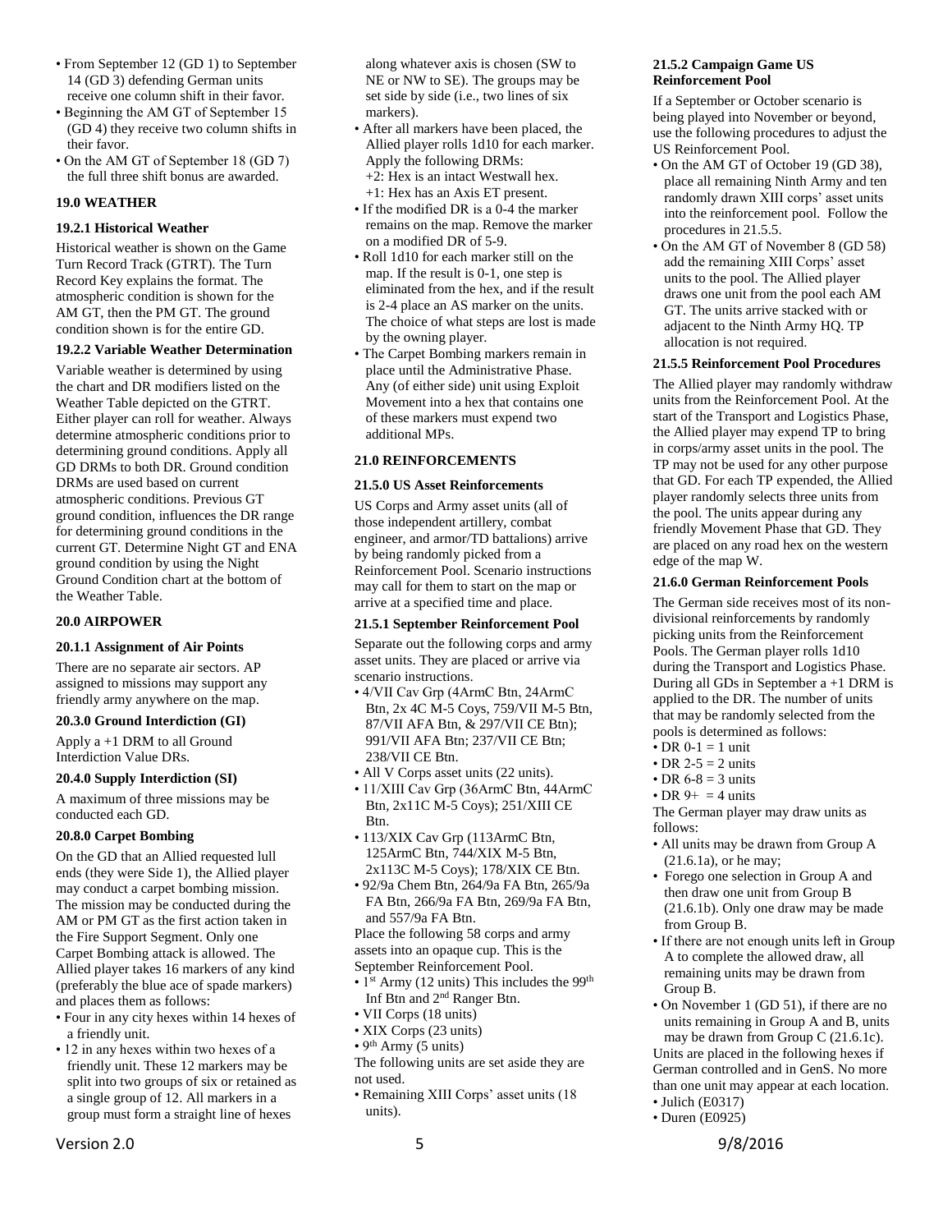- From September 12 (GD 1) to September 14 (GD 3) defending German units receive one column shift in their favor.
- Beginning the AM GT of September 15 (GD 4) they receive two column shifts in their favor.
- On the AM GT of September 18 (GD 7) the full three shift bonus are awarded.

## 19.0 WEATHER

### 19.2.1 Historical Weather

Historical weather is shown on the Game Turn Record Track (GTRT). The Turn Record Key explains the format. The atmospheric condition is shown for the AM GT, then the PM GT. The ground condition shown is for the entire GD.

### 19.2.2 Variable Weather Determination

Variable weather is determined by using the chart and DR modifiers listed on the Weather Table depicted on the GTRT. Either player can roll for weather. Always determine atmospheric conditions prior to determining ground conditions. Apply all GD DRMs to both DR. Ground condition DRMs are used based on current atmospheric conditions. Previous GT ground condition, influences the DR range for determining ground conditions in the current GT. Determine Night GT and ENA ground condition by using the Night Ground Condition chart at the bottom of the Weather Table.

## 20.0 AIRPOWER

### 20.1.1 Assignment of Air Points

There are no separate air sectors. AP assigned to missions may support any friendly army anywhere on the map.

### 20.3.0 Ground Interdiction (GI)

Apply a +1 DRM to all Ground Interdiction Value DRs.

### 20.4.0 Supply Interdiction (SI)

A maximum of three missions may be conducted each GD.

### 20.8.0 Carpet Bombing

On the GD that an Allied requested lull ends (they were Side 1), the Allied player may conduct a carpet bombing mission. The mission may be conducted during the AM or PM GT as the first action taken in the Fire Support Segment. Only one Carpet Bombing attack is allowed. The Allied player takes 16 markers of any kind (preferably the blue ace of spade markers) and places them as follows:

- Four in any city hexes within 14 hexes of a friendly unit.
- 12 in any hexes within two hexes of a friendly unit. These 12 markers may be split into two groups of six or retained as a single group of 12. All markers in a group must form a straight line of hexes along whatever axis is chosen (SW to NE or NW to SE). The groups may be set side by side (i.e., two lines of six markers).
- After all markers have been placed, the Allied player rolls 1d10 for each marker. Apply the following DRMs:
  +2: Hex is an intact Westwall hex.
  +1: Hex has an Axis ET present.
- If the modified DR is a 0-4 the marker remains on the map. Remove the marker on a modified DR of 5-9.
- Roll 1d10 for each marker still on the map. If the result is 0-1, one step is eliminated from the hex, and if the result is 2-4 place an AS marker on the units. The choice of what steps are lost is made by the owning player.
- The Carpet Bombing markers remain in place until the Administrative Phase. Any (of either side) unit using Exploit Movement into a hex that contains one of these markers must expend two additional MPs.

## 21.0 REINFORCEMENTS

### 21.5.0 US Asset Reinforcements

US Corps and Army asset units (all of those independent artillery, combat engineer, and armor/TD battalions) arrive by being randomly picked from a Reinforcement Pool. Scenario instructions may call for them to start on the map or arrive at a specified time and place.

### 21.5.1 September Reinforcement Pool

Separate out the following corps and army asset units. They are placed or arrive via scenario instructions.

- 4/VII Cav Grp (4ArmC Btn, 24ArmC Btn, 2x 4C M-5 Coys, 759/VII M-5 Btn, 87/VII AFA Btn, & 297/VII CE Btn); 991/VII AFA Btn; 237/VII CE Btn; 238/VII CE Btn.
- All V Corps asset units (22 units).
- 11/XIII Cav Grp (36ArmC Btn, 44ArmC Btn, 2x11C M-5 Coys); 251/XIII CE Btn.
- 113/XIX Cav Grp (113ArmC Btn, 125ArmC Btn, 744/XIX M-5 Btn, 2x113C M-5 Coys); 178/XIX CE Btn.
- 92/9a Chem Btn, 264/9a FA Btn, 265/9a FA Btn, 266/9a FA Btn, 269/9a FA Btn, and 557/9a FA Btn.

Place the following 58 corps and army assets into an opaque cup. This is the September Reinforcement Pool.

- 1st Army (12 units) This includes the 99th Inf Btn and 2nd Ranger Btn.
- VII Corps (18 units)
- XIX Corps (23 units)
- 9th Army (5 units)

The following units are set aside they are not used.

- Remaining XIII Corps' asset units (18 units).

### 21.5.2 Campaign Game US Reinforcement Pool

If a September or October scenario is being played into November or beyond, use the following procedures to adjust the US Reinforcement Pool.

- On the AM GT of October 19 (GD 38), place all remaining Ninth Army and ten randomly drawn XIII corps' asset units into the reinforcement pool. Follow the procedures in 21.5.5.
- On the AM GT of November 8 (GD 58) add the remaining XIII Corps' asset units to the pool. The Allied player draws one unit from the pool each AM GT. The units arrive stacked with or adjacent to the Ninth Army HQ. TP allocation is not required.

### 21.5.5 Reinforcement Pool Procedures

The Allied player may randomly withdraw units from the Reinforcement Pool. At the start of the Transport and Logistics Phase, the Allied player may expend TP to bring in corps/army asset units in the pool. The TP may not be used for any other purpose that GD. For each TP expended, the Allied player randomly selects three units from the pool. The units appear during any friendly Movement Phase that GD. They are placed on any road hex on the western edge of the map W.

### 21.6.0 German Reinforcement Pools

The German side receives most of its non-divisional reinforcements by randomly picking units from the Reinforcement Pools. The German player rolls 1d10 during the Transport and Logistics Phase. During all GDs in September a +1 DRM is applied to the DR. The number of units that may be randomly selected from the pools is determined as follows:

- DR 0-1 = 1 unit
- DR 2-5 = 2 units
- DR 6-8 = 3 units
- DR 9+ = 4 units

The German player may draw units as follows:

- All units may be drawn from Group A (21.6.1a), or he may;
- Forego one selection in Group A and then draw one unit from Group B (21.6.1b). Only one draw may be made from Group B.
- If there are not enough units left in Group A to complete the allowed draw, all remaining units may be drawn from Group B.
- On November 1 (GD 51), if there are no units remaining in Group A and B, units may be drawn from Group C (21.6.1c).

Units are placed in the following hexes if German controlled and in GenS. No more than one unit may appear at each location.

- Julich (E0317)
- Duren (E0925)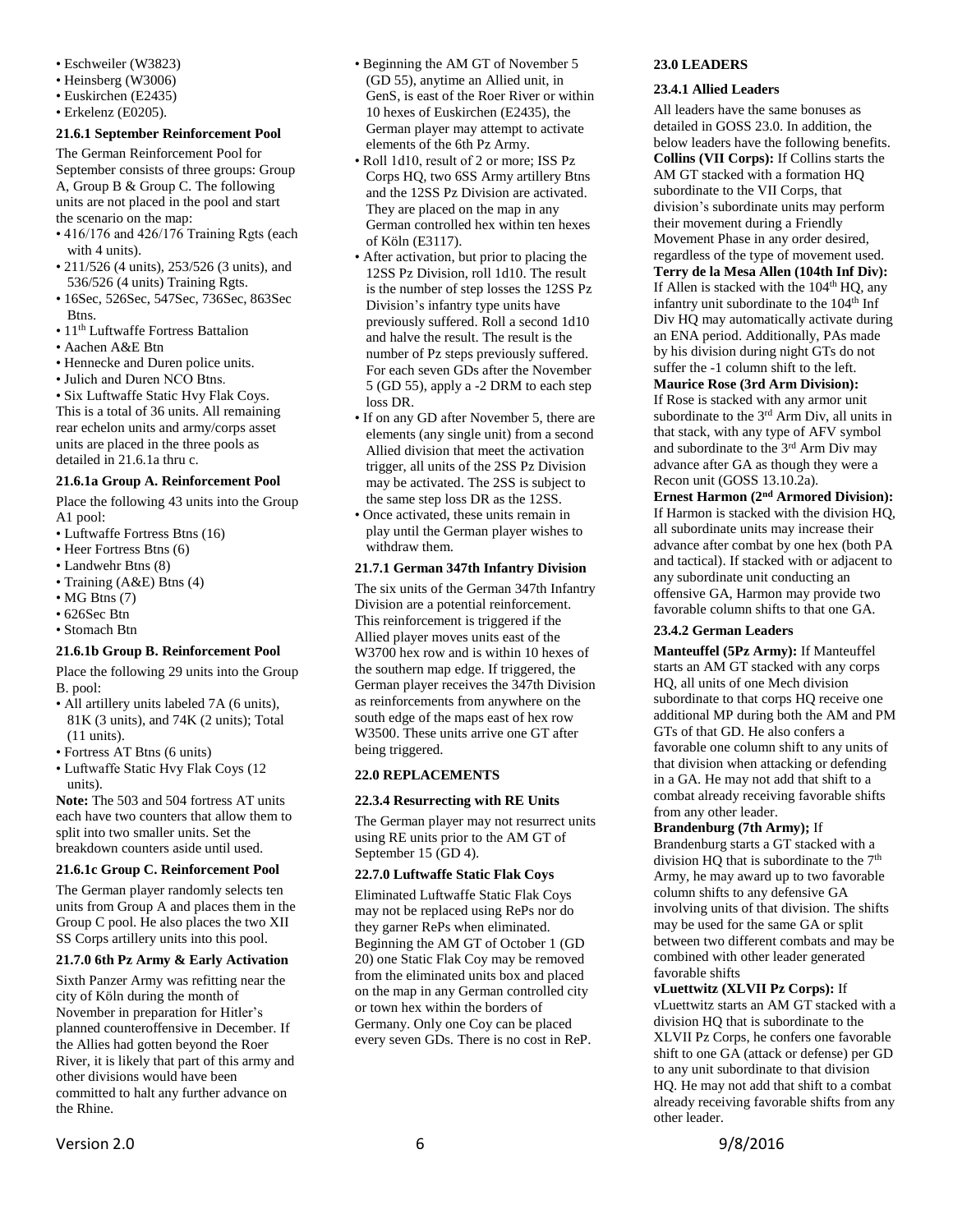- Eschweiler (W3823)
- Heinsberg (W3006)
- Euskirchen (E2435)
- Erkelenz (E0205).

### 21.6.1 September Reinforcement Pool

The German Reinforcement Pool for September consists of three groups: Group A, Group B & Group C. The following units are not placed in the pool and start the scenario on the map:

- 416/176 and 426/176 Training Rgts (each with 4 units).
- 211/526 (4 units), 253/526 (3 units), and 536/526 (4 units) Training Rgts.
- 16Sec, 526Sec, 547Sec, 736Sec, 863Sec Btns.
- 11th Luftwaffe Fortress Battalion
- Aachen A&E Btn
- Hennecke and Duren police units.
- Julich and Duren NCO Btns.
- Six Luftwaffe Static Hvy Flak Coys.

This is a total of 36 units. All remaining rear echelon units and army/corps asset units are placed in the three pools as detailed in 21.6.1a thru c.

### 21.6.1a Group A. Reinforcement Pool

Place the following 43 units into the Group A1 pool:

- Luftwaffe Fortress Btns (16)
- Heer Fortress Btns (6)
- Landwehr Btns (8)
- Training (A&E) Btns (4)
- MG Btns (7)
- 626Sec Btn
- Stomach Btn

### 21.6.1b Group B. Reinforcement Pool

Place the following 29 units into the Group B. pool:

- All artillery units labeled 7A (6 units), 81K (3 units), and 74K (2 units); Total (11 units).
- Fortress AT Btns (6 units)
- Luftwaffe Static Hvy Flak Coys (12 units).

**Note:** The 503 and 504 fortress AT units each have two counters that allow them to split into two smaller units. Set the breakdown counters aside until used.

### 21.6.1c Group C. Reinforcement Pool

The German player randomly selects ten units from Group A and places them in the Group C pool. He also places the two XII SS Corps artillery units into this pool.

### 21.7.0 6th Pz Army & Early Activation

Sixth Panzer Army was refitting near the city of Köln during the month of November in preparation for Hitler's planned counteroffensive in December. If the Allies had gotten beyond the Roer River, it is likely that part of this army and other divisions would have been committed to halt any further advance on the Rhine.

- Beginning the AM GT of November 5 (GD 55), anytime an Allied unit, in GenS, is east of the Roer River or within 10 hexes of Euskirchen (E2435), the German player may attempt to activate elements of the 6th Pz Army.
- Roll 1d10, result of 2 or more; ISS Pz Corps HQ, two 6SS Army artillery Btns and the 12SS Pz Division are activated. They are placed on the map in any German controlled hex within ten hexes of Köln (E3117).
- After activation, but prior to placing the 12SS Pz Division, roll 1d10. The result is the number of step losses the 12SS Pz Division's infantry type units have previously suffered. Roll a second 1d10 and halve the result. The result is the number of Pz steps previously suffered. For each seven GDs after the November 5 (GD 55), apply a -2 DRM to each step loss DR.
- If on any GD after November 5, there are elements (any single unit) from a second Allied division that meet the activation trigger, all units of the 2SS Pz Division may be activated. The 2SS is subject to the same step loss DR as the 12SS.
- Once activated, these units remain in play until the German player wishes to withdraw them.

### 21.7.1 German 347th Infantry Division

The six units of the German 347th Infantry Division are a potential reinforcement. This reinforcement is triggered if the Allied player moves units east of the W3700 hex row and is within 10 hexes of the southern map edge. If triggered, the German player receives the 347th Division as reinforcements from anywhere on the south edge of the maps east of hex row W3500. These units arrive one GT after being triggered.

## 22.0 REPLACEMENTS

### 22.3.4 Resurrecting with RE Units

The German player may not resurrect units using RE units prior to the AM GT of September 15 (GD 4).

### 22.7.0 Luftwaffe Static Flak Coys

Eliminated Luftwaffe Static Flak Coys may not be replaced using RePs nor do they garner RePs when eliminated. Beginning the AM GT of October 1 (GD 20) one Static Flak Coy may be removed from the eliminated units box and placed on the map in any German controlled city or town hex within the borders of Germany. Only one Coy can be placed every seven GDs. There is no cost in ReP.

## 23.0 LEADERS

### 23.4.1 Allied Leaders

All leaders have the same bonuses as detailed in GOSS 23.0. In addition, the below leaders have the following benefits.

**Collins (VII Corps):** If Collins starts the AM GT stacked with a formation HQ subordinate to the VII Corps, that division's subordinate units may perform their movement during a Friendly Movement Phase in any order desired, regardless of the type of movement used.

**Terry de la Mesa Allen (104th Inf Div):** If Allen is stacked with the 104th HQ, any infantry unit subordinate to the 104th Inf Div HQ may automatically activate during an ENA period. Additionally, PAs made by his division during night GTs do not suffer the -1 column shift to the left.

**Maurice Rose (3rd Arm Division):** If Rose is stacked with any armor unit subordinate to the 3rd Arm Div, all units in that stack, with any type of AFV symbol and subordinate to the 3rd Arm Div may advance after GA as though they were a Recon unit (GOSS 13.10.2a).

**Ernest Harmon (2nd Armored Division):** If Harmon is stacked with the division HQ, all subordinate units may increase their advance after combat by one hex (both PA and tactical). If stacked with or adjacent to any subordinate unit conducting an offensive GA, Harmon may provide two favorable column shifts to that one GA.

### 23.4.2 German Leaders

**Manteuffel (5Pz Army):** If Manteuffel starts an AM GT stacked with any corps HQ, all units of one Mech division subordinate to that corps HQ receive one additional MP during both the AM and PM GTs of that GD. He also confers a favorable one column shift to any units of that division when attacking or defending in a GA. He may not add that shift to a combat already receiving favorable shifts from any other leader.

**Brandenburg (7th Army);** If Brandenburg starts a GT stacked with a division HQ that is subordinate to the 7th Army, he may award up to two favorable column shifts to any defensive GA involving units of that division. The shifts may be used for the same GA or split between two different combats and may be combined with other leader generated favorable shifts

**vLuettwitz (XLVII Pz Corps):** If vLuettwitz starts an AM GT stacked with a division HQ that is subordinate to the XLVII Pz Corps, he confers one favorable shift to one GA (attack or defense) per GD to any unit subordinate to that division HQ. He may not add that shift to a combat already receiving favorable shifts from any other leader.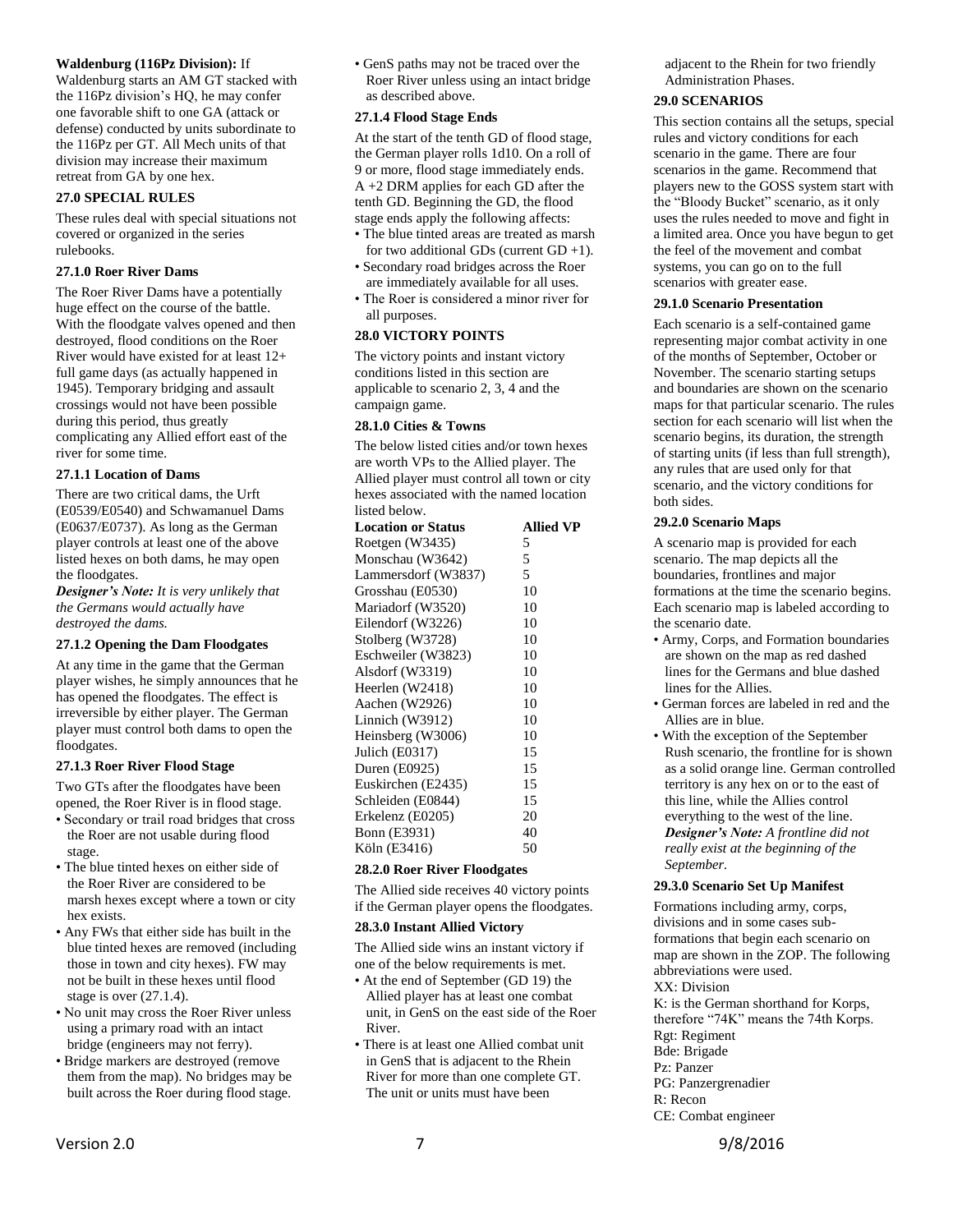**Waldenburg (116Pz Division):** If Waldenburg starts an AM GT stacked with the 116Pz division's HQ, he may confer one favorable shift to one GA (attack or defense) conducted by units subordinate to the 116Pz per GT. All Mech units of that division may increase their maximum retreat from GA by one hex.

### 27.0 SPECIAL RULES

These rules deal with special situations not covered or organized in the series rulebooks.

#### 27.1.0 Roer River Dams

The Roer River Dams have a potentially huge effect on the course of the battle. With the floodgate valves opened and then destroyed, flood conditions on the Roer River would have existed for at least 12+ full game days (as actually happened in 1945). Temporary bridging and assault crossings would not have been possible during this period, thus greatly complicating any Allied effort east of the river for some time.

#### 27.1.1 Location of Dams

There are two critical dams, the Urft (E0539/E0540) and Schwamanuel Dams (E0637/E0737). As long as the German player controls at least one of the above listed hexes on both dams, he may open the floodgates.

***Designer's Note:*** *It is very unlikely that the Germans would actually have destroyed the dams.*

#### 27.1.2 Opening the Dam Floodgates

At any time in the game that the German player wishes, he simply announces that he has opened the floodgates. The effect is irreversible by either player. The German player must control both dams to open the floodgates.

#### 27.1.3 Roer River Flood Stage

Two GTs after the floodgates have been opened, the Roer River is in flood stage.

- Secondary or trail road bridges that cross the Roer are not usable during flood stage.
- The blue tinted hexes on either side of the Roer River are considered to be marsh hexes except where a town or city hex exists.
- Any FWs that either side has built in the blue tinted hexes are removed (including those in town and city hexes). FW may not be built in these hexes until flood stage is over (27.1.4).
- No unit may cross the Roer River unless using a primary road with an intact bridge (engineers may not ferry).
- Bridge markers are destroyed (remove them from the map). No bridges may be built across the Roer during flood stage.
- GenS paths may not be traced over the Roer River unless using an intact bridge as described above.

#### 27.1.4 Flood Stage Ends

At the start of the tenth GD of flood stage, the German player rolls 1d10. On a roll of 9 or more, flood stage immediately ends. A +2 DRM applies for each GD after the tenth GD. Beginning the GD, the flood stage ends apply the following affects:

- The blue tinted areas are treated as marsh for two additional GDs (current GD +1).
- Secondary road bridges across the Roer are immediately available for all uses.
- The Roer is considered a minor river for all purposes.

### 28.0 VICTORY POINTS

The victory points and instant victory conditions listed in this section are applicable to scenario 2, 3, 4 and the campaign game.

#### 28.1.0 Cities & Towns

The below listed cities and/or town hexes are worth VPs to the Allied player. The Allied player must control all town or city hexes associated with the named location listed below.

| Location or Status | Allied VP |
|---|---|
| Roetgen (W3435) | 5 |
| Monschau (W3642) | 5 |
| Lammersdorf (W3837) | 5 |
| Grosshau (E0530) | 10 |
| Mariadorf (W3520) | 10 |
| Eilendorf (W3226) | 10 |
| Stolberg (W3728) | 10 |
| Eschweiler (W3823) | 10 |
| Alsdorf (W3319) | 10 |
| Heerlen (W2418) | 10 |
| Aachen (W2926) | 10 |
| Linnich (W3912) | 10 |
| Heinsberg (W3006) | 10 |
| Julich (E0317) | 15 |
| Duren (E0925) | 15 |
| Euskirchen (E2435) | 15 |
| Schleiden (E0844) | 15 |
| Erkelenz (E0205) | 20 |
| Bonn (E3931) | 40 |
| Köln (E3416) | 50 |

#### 28.2.0 Roer River Floodgates

The Allied side receives 40 victory points if the German player opens the floodgates.

#### 28.3.0 Instant Allied Victory

The Allied side wins an instant victory if one of the below requirements is met.

- At the end of September (GD 19) the Allied player has at least one combat unit, in GenS on the east side of the Roer River.
- There is at least one Allied combat unit in GenS that is adjacent to the Rhein River for more than one complete GT. The unit or units must have been adjacent to the Rhein for two friendly Administration Phases.

### 29.0 SCENARIOS

This section contains all the setups, special rules and victory conditions for each scenario in the game. There are four scenarios in the game. Recommend that players new to the GOSS system start with the "Bloody Bucket" scenario, as it only uses the rules needed to move and fight in a limited area. Once you have begun to get the feel of the movement and combat systems, you can go on to the full scenarios with greater ease.

#### 29.1.0 Scenario Presentation

Each scenario is a self-contained game representing major combat activity in one of the months of September, October or November. The scenario starting setups and boundaries are shown on the scenario maps for that particular scenario. The rules section for each scenario will list when the scenario begins, its duration, the strength of starting units (if less than full strength), any rules that are used only for that scenario, and the victory conditions for both sides.

#### 29.2.0 Scenario Maps

A scenario map is provided for each scenario. The map depicts all the boundaries, frontlines and major formations at the time the scenario begins. Each scenario map is labeled according to the scenario date.

- Army, Corps, and Formation boundaries are shown on the map as red dashed lines for the Germans and blue dashed lines for the Allies.
- German forces are labeled in red and the Allies are in blue.
- With the exception of the September Rush scenario, the frontline for is shown as a solid orange line. German controlled territory is any hex on or to the east of this line, while the Allies control everything to the west of the line.
  ***Designer's Note:*** *A frontline did not really exist at the beginning of the September.*

#### 29.3.0 Scenario Set Up Manifest

Formations including army, corps, divisions and in some cases sub-formations that begin each scenario on map are shown in the ZOP. The following abbreviations were used.

XX: Division  
K: is the German shorthand for Korps, therefore "74K" means the 74th Korps.  
Rgt: Regiment  
Bde: Brigade  
Pz: Panzer  
PG: Panzergrenadier  
R: Recon  
CE: Combat engineer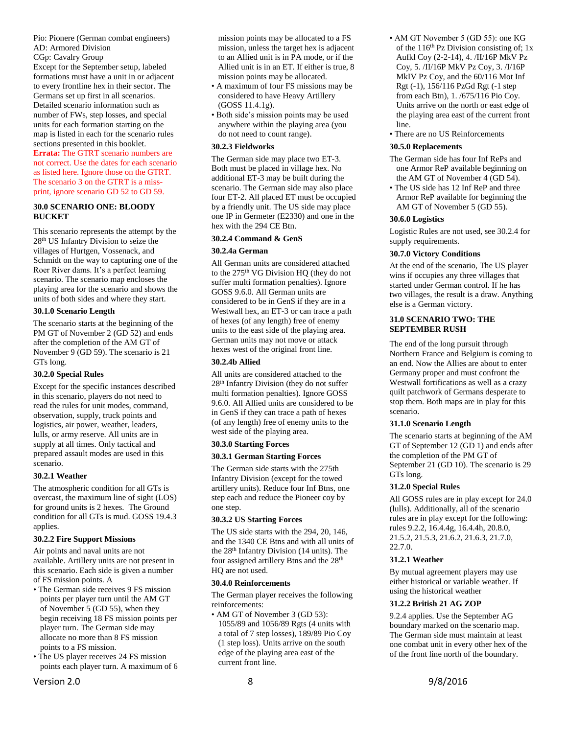Pio: Pionere (German combat engineers)
AD: Armored Division
CGp: Cavalry Group

Except for the September setup, labeled formations must have a unit in or adjacent to every frontline hex in their sector. The Germans set up first in all scenarios. Detailed scenario information such as number of FWs, step losses, and special units for each formation starting on the map is listed in each for the scenario rules sections presented in this booklet.

**Errata:** The GTRT scenario numbers are not correct. Use the dates for each scenario as listed here. Ignore those on the GTRT. The scenario 3 on the GTRT is a miss-print, ignore scenario GD 52 to GD 59.

## 30.0 SCENARIO ONE: BLOODY BUCKET

This scenario represents the attempt by the 28th US Infantry Division to seize the villages of Hurtgen, Vossenack, and Schmidt on the way to capturing one of the Roer River dams. It's a perfect learning scenario. The scenario map encloses the playing area for the scenario and shows the units of both sides and where they start.

### 30.1.0 Scenario Length

The scenario starts at the beginning of the PM GT of November 2 (GD 52) and ends after the completion of the AM GT of November 9 (GD 59). The scenario is 21 GTs long.

### 30.2.0 Special Rules

Except for the specific instances described in this scenario, players do not need to read the rules for unit modes, command, observation, supply, truck points and logistics, air power, weather, leaders, lulls, or army reserve. All units are in supply at all times. Only tactical and prepared assault modes are used in this scenario.

### 30.2.1 Weather

The atmospheric condition for all GTs is overcast, the maximum line of sight (LOS) for ground units is 2 hexes. The Ground condition for all GTs is mud. GOSS 19.4.3 applies.

### 30.2.2 Fire Support Missions

Air points and naval units are not available. Artillery units are not present in this scenario. Each side is given a number of FS mission points. A

- The German side receives 9 FS mission points per player turn until the AM GT of November 5 (GD 55), when they begin receiving 18 FS mission points per player turn. The German side may allocate no more than 8 FS mission points to a FS mission.
- The US player receives 24 FS mission points each player turn. A maximum of 6 mission points may be allocated to a FS mission, unless the target hex is adjacent to an Allied unit is in PA mode, or if the Allied unit is in an ET. If either is true, 8 mission points may be allocated.
- A maximum of four FS missions may be considered to have Heavy Artillery (GOSS 11.4.1g).
- Both side's mission points may be used anywhere within the playing area (you do not need to count range).

### 30.2.3 Fieldworks

The German side may place two ET-3. Both must be placed in village hex. No additional ET-3 may be built during the scenario. The German side may also place four ET-2. All placed ET must be occupied by a friendly unit. The US side may place one IP in Germeter (E2330) and one in the hex with the 294 CE Btn.

### 30.2.4 Command & GenS

#### 30.2.4a German

All German units are considered attached to the 275th VG Division HQ (they do not suffer multi formation penalties). Ignore GOSS 9.6.0. All German units are considered to be in GenS if they are in a Westwall hex, an ET-3 or can trace a path of hexes (of any length) free of enemy units to the east side of the playing area. German units may not move or attack hexes west of the original front line.

#### 30.2.4b Allied

All units are considered attached to the 28th Infantry Division (they do not suffer multi formation penalties). Ignore GOSS 9.6.0. All Allied units are considered to be in GenS if they can trace a path of hexes (of any length) free of enemy units to the west side of the playing area.

### 30.3.0 Starting Forces

### 30.3.1 German Starting Forces

The German side starts with the 275th Infantry Division (except for the towed artillery units). Reduce four Inf Btns, one step each and reduce the Pioneer coy by one step.

### 30.3.2 US Starting Forces

The US side starts with the 294, 20, 146, and the 1340 CE Btns and with all units of the 28th Infantry Division (14 units). The four assigned artillery Btns and the 28th HQ are not used.

### 30.4.0 Reinforcements

The German player receives the following reinforcements:

- AM GT of November 3 (GD 53): 1055/89 and 1056/89 Rgts (4 units with a total of 7 step losses), 189/89 Pio Coy (1 step loss). Units arrive on the south edge of the playing area east of the current front line.
- AM GT November 5 (GD 55): one KG of the 116th Pz Division consisting of; 1x Aufkl Coy (2-2-14), 4. /II/16P MkV Pz Coy, 5. /II/16P MkV Pz Coy, 3. /I/16P MkIV Pz Coy, and the 60/116 Mot Inf Rgt (-1), 156/116 PzGd Rgt (-1 step from each Btn), 1. /675/116 Pio Coy. Units arrive on the north or east edge of the playing area east of the current front line.
- There are no US Reinforcements

### 30.5.0 Replacements

The German side has four Inf RePs and one Armor ReP available beginning on the AM GT of November 4 (GD 54).

- The US side has 12 Inf ReP and three Armor ReP available for beginning the AM GT of November 5 (GD 55).

### 30.6.0 Logistics

Logistic Rules are not used, see 30.2.4 for supply requirements.

### 30.7.0 Victory Conditions

At the end of the scenario, The US player wins if occupies any three villages that started under German control. If he has two villages, the result is a draw. Anything else is a German victory.

## 31.0 SCENARIO TWO: THE SEPTEMBER RUSH

The end of the long pursuit through Northern France and Belgium is coming to an end. Now the Allies are about to enter Germany proper and must confront the Westwall fortifications as well as a crazy quilt patchwork of Germans desperate to stop them. Both maps are in play for this scenario.

### 31.1.0 Scenario Length

The scenario starts at beginning of the AM GT of September 12 (GD 1) and ends after the completion of the PM GT of September 21 (GD 10). The scenario is 29 GTs long.

### 31.2.0 Special Rules

All GOSS rules are in play except for 24.0 (lulls). Additionally, all of the scenario rules are in play except for the following: rules 9.2.2, 16.4.4g, 16.4.4h, 20.8.0, 21.5.2, 21.5.3, 21.6.2, 21.6.3, 21.7.0, 22.7.0.

### 31.2.1 Weather

By mutual agreement players may use either historical or variable weather. If using the historical weather

### 31.2.2 British 21 AG ZOP

9.2.4 applies. Use the September AG boundary marked on the scenario map. The German side must maintain at least one combat unit in every other hex of the of the front line north of the boundary.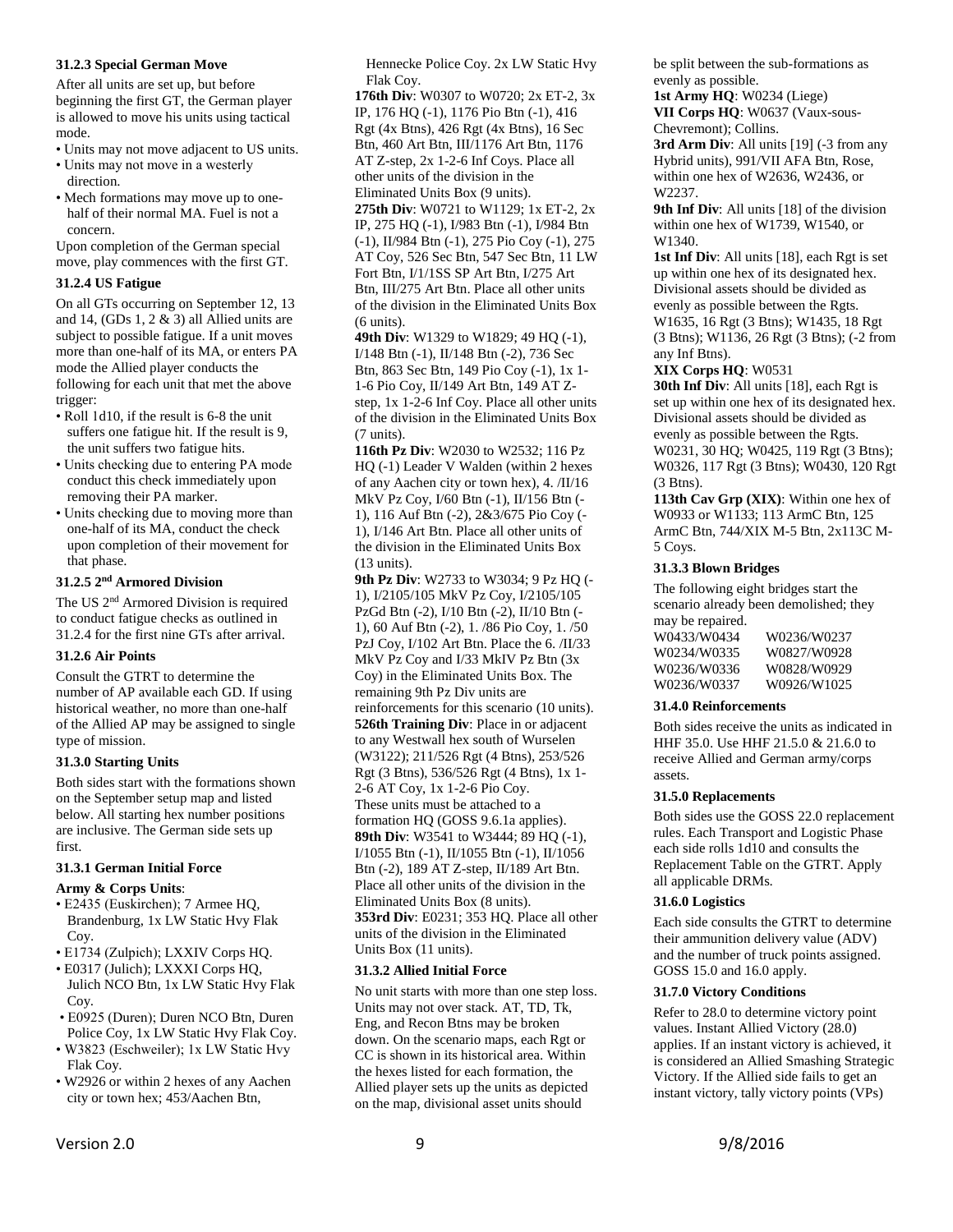### 31.2.3 Special German Move

After all units are set up, but before beginning the first GT, the German player is allowed to move his units using tactical mode.

- Units may not move adjacent to US units.
- Units may not move in a westerly direction.
- Mech formations may move up to one-half of their normal MA. Fuel is not a concern.

Upon completion of the German special move, play commences with the first GT.

### 31.2.4 US Fatigue

On all GTs occurring on September 12, 13 and 14, (GDs 1, 2 & 3) all Allied units are subject to possible fatigue. If a unit moves more than one-half of its MA, or enters PA mode the Allied player conducts the following for each unit that met the above trigger:

- Roll 1d10, if the result is 6-8 the unit suffers one fatigue hit. If the result is 9, the unit suffers two fatigue hits.
- Units checking due to entering PA mode conduct this check immediately upon removing their PA marker.
- Units checking due to moving more than one-half of its MA, conduct the check upon completion of their movement for that phase.

### 31.2.5 2nd Armored Division

The US 2nd Armored Division is required to conduct fatigue checks as outlined in 31.2.4 for the first nine GTs after arrival.

### 31.2.6 Air Points

Consult the GTRT to determine the number of AP available each GD. If using historical weather, no more than one-half of the Allied AP may be assigned to single type of mission.

### 31.3.0 Starting Units

Both sides start with the formations shown on the September setup map and listed below. All starting hex number positions are inclusive. The German side sets up first.

### 31.3.1 German Initial Force

**Army & Corps Units**:

- E2435 (Euskirchen); 7 Armee HQ, Brandenburg, 1x LW Static Hvy Flak Coy.
- E1734 (Zulpich); LXXIV Corps HQ.
- E0317 (Julich); LXXXI Corps HQ, Julich NCO Btn, 1x LW Static Hvy Flak Coy.
- E0925 (Duren); Duren NCO Btn, Duren Police Coy, 1x LW Static Hvy Flak Coy.
- W3823 (Eschweiler); 1x LW Static Hvy Flak Coy.
- W2926 or within 2 hexes of any Aachen city or town hex; 453/Aachen Btn, Hennecke Police Coy. 2x LW Static Hvy Flak Coy.

**176th Div**: W0307 to W0720; 2x ET-2, 3x IP, 176 HQ (-1), 1176 Pio Btn (-1), 416 Rgt (4x Btns), 426 Rgt (4x Btns), 16 Sec Btn, 460 Art Btn, III/1176 Art Btn, 1176 AT Z-step, 2x 1-2-6 Inf Coys. Place all other units of the division in the Eliminated Units Box (9 units).

**275th Div**: W0721 to W1129; 1x ET-2, 2x IP, 275 HQ (-1), I/983 Btn (-1), I/984 Btn (-1), II/984 Btn (-1), 275 Pio Coy (-1), 275 AT Coy, 526 Sec Btn, 547 Sec Btn, 11 LW Fort Btn, I/1/1SS SP Art Btn, I/275 Art Btn, III/275 Art Btn. Place all other units of the division in the Eliminated Units Box (6 units).

**49th Div**: W1329 to W1829; 49 HQ (-1), I/148 Btn (-1), II/148 Btn (-2), 736 Sec Btn, 863 Sec Btn, 149 Pio Coy (-1), 1x 1-1-6 Pio Coy, II/149 Art Btn, 149 AT Z-step, 1x 1-2-6 Inf Coy. Place all other units of the division in the Eliminated Units Box (7 units).

**116th Pz Div**: W2030 to W2532; 116 Pz HQ (-1) Leader V Walden (within 2 hexes of any Aachen city or town hex), 4. /II/16 MkV Pz Coy, I/60 Btn (-1), II/156 Btn (-1), 116 Auf Btn (-2), 2&3/675 Pio Coy (-1), I/146 Art Btn. Place all other units of the division in the Eliminated Units Box (13 units).

**9th Pz Div**: W2733 to W3034; 9 Pz HQ (-1), I/2105/105 MkV Pz Coy, I/2105/105 PzGd Btn (-2), I/10 Btn (-2), II/10 Btn (-1), 60 Auf Btn (-2), 1. /86 Pio Coy, 1. /50 PzJ Coy, I/102 Art Btn. Place the 6. /II/33 MkV Pz Coy and I/33 MkIV Pz Btn (3x Coy) in the Eliminated Units Box. The remaining 9th Pz Div units are reinforcements for this scenario (10 units).

**526th Training Div**: Place in or adjacent to any Westwall hex south of Wurselen (W3122); 211/526 Rgt (4 Btns), 253/526 Rgt (3 Btns), 536/526 Rgt (4 Btns), 1x 1-2-6 AT Coy, 1x 1-2-6 Pio Coy. These units must be attached to a formation HQ (GOSS 9.6.1a applies).

**89th Div**: W3541 to W3444; 89 HQ (-1), I/1055 Btn (-1), II/1055 Btn (-1), II/1056 Btn (-2), 189 AT Z-step, II/189 Art Btn. Place all other units of the division in the Eliminated Units Box (8 units).

**353rd Div**: E0231; 353 HQ. Place all other units of the division in the Eliminated Units Box (11 units).

### 31.3.2 Allied Initial Force

No unit starts with more than one step loss. Units may not over stack. AT, TD, Tk, Eng, and Recon Btns may be broken down. On the scenario maps, each Rgt or CC is shown in its historical area. Within the hexes listed for each formation, the Allied player sets up the units as depicted on the map, divisional asset units should be split between the sub-formations as evenly as possible.

**1st Army HQ**: W0234 (Liege)

**VII Corps HQ**: W0637 (Vaux-sous-Chevremont); Collins.

**3rd Arm Div**: All units [19] (-3 from any Hybrid units), 991/VII AFA Btn, Rose, within one hex of W2636, W2436, or W2237.

**9th Inf Div**: All units [18] of the division within one hex of W1739, W1540, or W1340.

**1st Inf Div**: All units [18], each Rgt is set up within one hex of its designated hex. Divisional assets should be divided as evenly as possible between the Rgts. W1635, 16 Rgt (3 Btns); W1435, 18 Rgt (3 Btns); W1136, 26 Rgt (3 Btns); (-2 from any Inf Btns).

**XIX Corps HQ**: W0531

**30th Inf Div**: All units [18], each Rgt is set up within one hex of its designated hex. Divisional assets should be divided as evenly as possible between the Rgts. W0231, 30 HQ; W0425, 119 Rgt (3 Btns); W0326, 117 Rgt (3 Btns); W0430, 120 Rgt (3 Btns).

**113th Cav Grp (XIX)**: Within one hex of W0933 or W1133; 113 ArmC Btn, 125 ArmC Btn, 744/XIX M-5 Btn, 2x113C M-5 Coys.

### 31.3.3 Blown Bridges

The following eight bridges start the scenario already been demolished; they may be repaired.

| | |
|---|---|
| W0433/W0434 | W0236/W0237 |
| W0234/W0335 | W0827/W0928 |
| W0236/W0336 | W0828/W0929 |
| W0236/W0337 | W0926/W1025 |

### 31.4.0 Reinforcements

Both sides receive the units as indicated in HHF 35.0. Use HHF 21.5.0 & 21.6.0 to receive Allied and German army/corps assets.

### 31.5.0 Replacements

Both sides use the GOSS 22.0 replacement rules. Each Transport and Logistic Phase each side rolls 1d10 and consults the Replacement Table on the GTRT. Apply all applicable DRMs.

### 31.6.0 Logistics

Each side consults the GTRT to determine their ammunition delivery value (ADV) and the number of truck points assigned. GOSS 15.0 and 16.0 apply.

### 31.7.0 Victory Conditions

Refer to 28.0 to determine victory point values. Instant Allied Victory (28.0) applies. If an instant victory is achieved, it is considered an Allied Smashing Strategic Victory. If the Allied side fails to get an instant victory, tally victory points (VPs)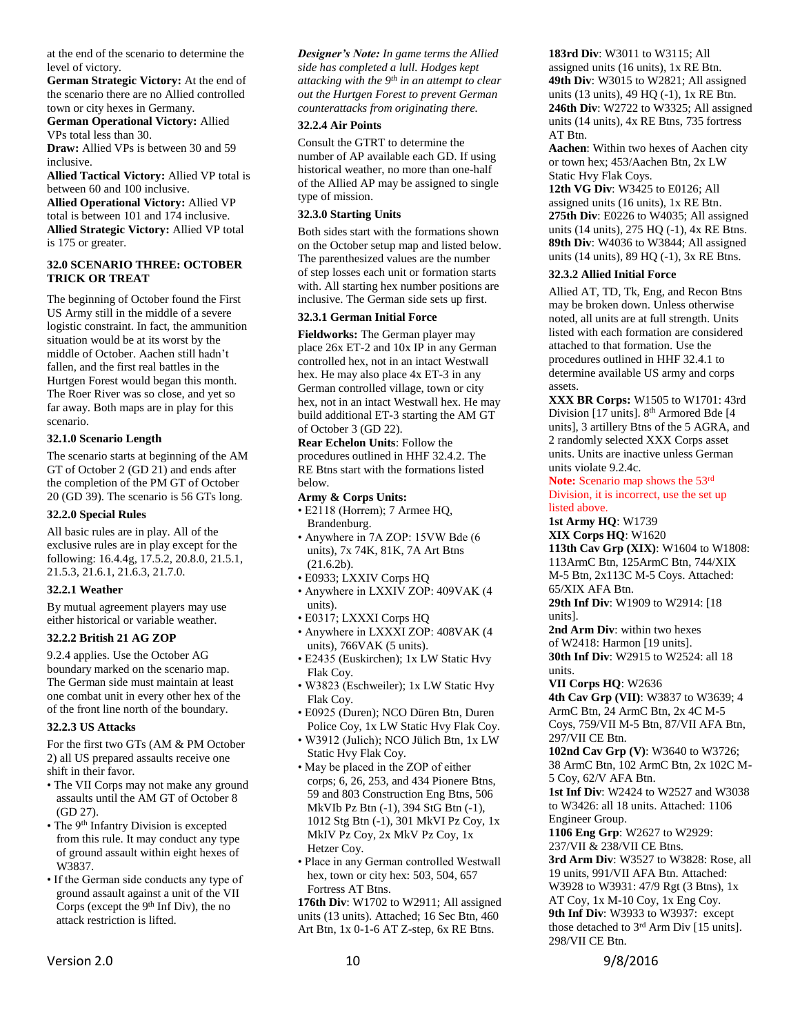at the end of the scenario to determine the level of victory.

**German Strategic Victory:** At the end of the scenario there are no Allied controlled town or city hexes in Germany.

**German Operational Victory:** Allied VPs total less than 30.

**Draw:** Allied VPs is between 30 and 59 inclusive.

**Allied Tactical Victory:** Allied VP total is between 60 and 100 inclusive.

**Allied Operational Victory:** Allied VP total is between 101 and 174 inclusive.

**Allied Strategic Victory:** Allied VP total is 175 or greater.

## 32.0 SCENARIO THREE: OCTOBER TRICK OR TREAT

The beginning of October found the First US Army still in the middle of a severe logistic constraint. In fact, the ammunition situation would be at its worst by the middle of October. Aachen still hadn't fallen, and the first real battles in the Hurtgen Forest would began this month. The Roer River was so close, and yet so far away. Both maps are in play for this scenario.

### 32.1.0 Scenario Length

The scenario starts at beginning of the AM GT of October 2 (GD 21) and ends after the completion of the PM GT of October 20 (GD 39). The scenario is 56 GTs long.

### 32.2.0 Special Rules

All basic rules are in play. All of the exclusive rules are in play except for the following: 16.4.4g, 17.5.2, 20.8.0, 21.5.1, 21.5.3, 21.6.1, 21.6.3, 21.7.0.

### 32.2.1 Weather

By mutual agreement players may use either historical or variable weather.

### 32.2.2 British 21 AG ZOP

9.2.4 applies. Use the October AG boundary marked on the scenario map. The German side must maintain at least one combat unit in every other hex of the of the front line north of the boundary.

### 32.2.3 US Attacks

For the first two GTs (AM & PM October 2) all US prepared assaults receive one shift in their favor.

- The VII Corps may not make any ground assaults until the AM GT of October 8 (GD 27).
- The 9th Infantry Division is excepted from this rule. It may conduct any type of ground assault within eight hexes of W3837.
- If the German side conducts any type of ground assault against a unit of the VII Corps (except the 9th Inf Div), the no attack restriction is lifted.

***Designer's Note:*** *In game terms the Allied side has completed a lull. Hodges kept attacking with the 9th in an attempt to clear out the Hurtgen Forest to prevent German counterattacks from originating there.*

### 32.2.4 Air Points

Consult the GTRT to determine the number of AP available each GD. If using historical weather, no more than one-half of the Allied AP may be assigned to single type of mission.

### 32.3.0 Starting Units

Both sides start with the formations shown on the October setup map and listed below. The parenthesized values are the number of step losses each unit or formation starts with. All starting hex number positions are inclusive. The German side sets up first.

### 32.3.1 German Initial Force

**Fieldworks:** The German player may place 26x ET-2 and 10x IP in any German controlled hex, not in an intact Westwall hex. He may also place 4x ET-3 in any German controlled village, town or city hex, not in an intact Westwall hex. He may build additional ET-3 starting the AM GT of October 3 (GD 22).

**Rear Echelon Units**: Follow the procedures outlined in HHF 32.4.2. The RE Btns start with the formations listed below.

**Army & Corps Units:**

- E2118 (Horrem); 7 Armee HQ, Brandenburg.
- Anywhere in 7A ZOP: 15VW Bde (6 units), 7x 74K, 81K, 7A Art Btns (21.6.2b).
- E0933; LXXIV Corps HQ
- Anywhere in LXXIV ZOP: 409VAK (4 units).
- E0317; LXXXI Corps HQ
- Anywhere in LXXXI ZOP: 408VAK (4 units), 766VAK (5 units).
- E2435 (Euskirchen); 1x LW Static Hvy Flak Coy.
- W3823 (Eschweiler); 1x LW Static Hvy Flak Coy.
- E0925 (Duren); NCO Düren Btn, Duren Police Coy, 1x LW Static Hvy Flak Coy.
- W3912 (Julich); NCO Jülich Btn, 1x LW Static Hvy Flak Coy.
- May be placed in the ZOP of either corps; 6, 26, 253, and 434 Pionere Btns, 59 and 803 Construction Eng Btns, 506 MkVIb Pz Btn (-1), 394 StG Btn (-1), 1012 Stg Btn (-1), 301 MkVI Pz Coy, 1x MkIV Pz Coy, 2x MkV Pz Coy, 1x Hetzer Coy.
- Place in any German controlled Westwall hex, town or city hex: 503, 504, 657 Fortress AT Btns.

**176th Div**: W1702 to W2911; All assigned units (13 units). Attached; 16 Sec Btn, 460 Art Btn, 1x 0-1-6 AT Z-step, 6x RE Btns.

**183rd Div**: W3011 to W3115; All assigned units (16 units), 1x RE Btn.

**49th Div**: W3015 to W2821; All assigned units (13 units), 49 HQ (-1), 1x RE Btn.

**246th Div**: W2722 to W3325; All assigned units (14 units), 4x RE Btns, 735 fortress AT Btn.

**Aachen**: Within two hexes of Aachen city or town hex; 453/Aachen Btn, 2x LW Static Hvy Flak Coys.

**12th VG Div**: W3425 to E0126; All assigned units (16 units), 1x RE Btn.

**275th Div**: E0226 to W4035; All assigned units (14 units), 275 HQ (-1), 4x RE Btns.

**89th Div**: W4036 to W3844; All assigned units (14 units), 89 HQ (-1), 3x RE Btns.

### 32.3.2 Allied Initial Force

Allied AT, TD, Tk, Eng, and Recon Btns may be broken down. Unless otherwise noted, all units are at full strength. Units listed with each formation are considered attached to that formation. Use the procedures outlined in HHF 32.4.1 to determine available US army and corps assets.

**XXX BR Corps:** W1505 to W1701: 43rd Division [17 units]. 8th Armored Bde [4 units], 3 artillery Btns of the 5 AGRA, and 2 randomly selected XXX Corps asset units. Units are inactive unless German units violate 9.2.4c.

**Note:** Scenario map shows the 53rd Division, it is incorrect, use the set up listed above.

**1st Army HQ**: W1739

**XIX Corps HQ**: W1620

**113th Cav Grp (XIX)**: W1604 to W1808: 113ArmC Btn, 125ArmC Btn, 744/XIX M-5 Btn, 2x113C M-5 Coys. Attached: 65/XIX AFA Btn.

**29th Inf Div**: W1909 to W2914: [18 units].

**2nd Arm Div**: within two hexes of W2418: Harmon [19 units].

**30th Inf Div**: W2915 to W2524: all 18 units.

**VII Corps HQ**: W2636

**4th Cav Grp (VII)**: W3837 to W3639; 4 ArmC Btn, 24 ArmC Btn, 2x 4C M-5 Coys, 759/VII M-5 Btn, 87/VII AFA Btn, 297/VII CE Btn.

**102nd Cav Grp (V)**: W3640 to W3726; 38 ArmC Btn, 102 ArmC Btn, 2x 102C M-5 Coy, 62/V AFA Btn.

**1st Inf Div**: W2424 to W2527 and W3038 to W3426: all 18 units. Attached: 1106 Engineer Group.

**1106 Eng Grp**: W2627 to W2929: 237/VII & 238/VII CE Btns.

**3rd Arm Div**: W3527 to W3828: Rose, all 19 units, 991/VII AFA Btn. Attached: W3928 to W3931: 47/9 Rgt (3 Btns), 1x AT Coy, 1x M-10 Coy, 1x Eng Coy.

**9th Inf Div**: W3933 to W3937: except those detached to 3rd Arm Div [15 units]. 298/VII CE Btn.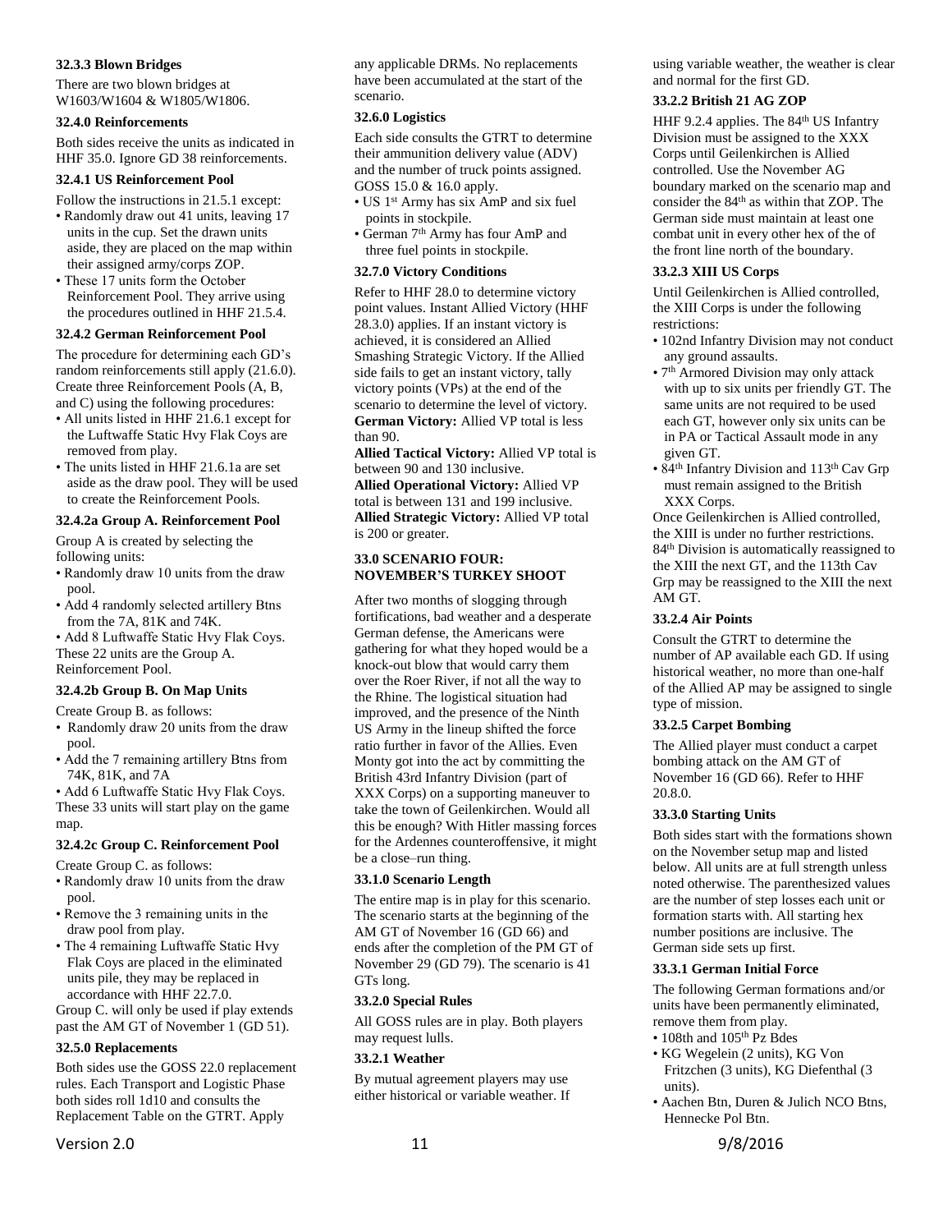### 32.3.3 Blown Bridges

There are two blown bridges at W1603/W1604 & W1805/W1806.

### 32.4.0 Reinforcements

Both sides receive the units as indicated in HHF 35.0. Ignore GD 38 reinforcements.

### 32.4.1 US Reinforcement Pool

Follow the instructions in 21.5.1 except:

- Randomly draw out 41 units, leaving 17 units in the cup. Set the drawn units aside, they are placed on the map within their assigned army/corps ZOP.
- These 17 units form the October Reinforcement Pool. They arrive using the procedures outlined in HHF 21.5.4.

### 32.4.2 German Reinforcement Pool

The procedure for determining each GD's random reinforcements still apply (21.6.0). Create three Reinforcement Pools (A, B, and C) using the following procedures:

- All units listed in HHF 21.6.1 except for the Luftwaffe Static Hvy Flak Coys are removed from play.
- The units listed in HHF 21.6.1a are set aside as the draw pool. They will be used to create the Reinforcement Pools.

### 32.4.2a Group A. Reinforcement Pool

Group A is created by selecting the following units:

- Randomly draw 10 units from the draw pool.
- Add 4 randomly selected artillery Btns from the 7A, 81K and 74K.
- Add 8 Luftwaffe Static Hvy Flak Coys.

These 22 units are the Group A. Reinforcement Pool.

### 32.4.2b Group B. On Map Units

Create Group B. as follows:

- Randomly draw 20 units from the draw pool.
- Add the 7 remaining artillery Btns from 74K, 81K, and 7A
- Add 6 Luftwaffe Static Hvy Flak Coys.

These 33 units will start play on the game map.

### 32.4.2c Group C. Reinforcement Pool

Create Group C. as follows:

- Randomly draw 10 units from the draw pool.
- Remove the 3 remaining units in the draw pool from play.
- The 4 remaining Luftwaffe Static Hvy Flak Coys are placed in the eliminated units pile, they may be replaced in accordance with HHF 22.7.0.

Group C. will only be used if play extends past the AM GT of November 1 (GD 51).

### 32.5.0 Replacements

Both sides use the GOSS 22.0 replacement rules. Each Transport and Logistic Phase both sides roll 1d10 and consults the Replacement Table on the GTRT. Apply any applicable DRMs. No replacements have been accumulated at the start of the scenario.

### 32.6.0 Logistics

Each side consults the GTRT to determine their ammunition delivery value (ADV) and the number of truck points assigned. GOSS 15.0 & 16.0 apply.

- US 1st Army has six AmP and six fuel points in stockpile.
- German 7th Army has four AmP and three fuel points in stockpile.

### 32.7.0 Victory Conditions

Refer to HHF 28.0 to determine victory point values. Instant Allied Victory (HHF 28.3.0) applies. If an instant victory is achieved, it is considered an Allied Smashing Strategic Victory. If the Allied side fails to get an instant victory, tally victory points (VPs) at the end of the scenario to determine the level of victory.

**German Victory:** Allied VP total is less than 90.

**Allied Tactical Victory:** Allied VP total is between 90 and 130 inclusive.

**Allied Operational Victory:** Allied VP total is between 131 and 199 inclusive.

**Allied Strategic Victory:** Allied VP total is 200 or greater.

## 33.0 SCENARIO FOUR: NOVEMBER'S TURKEY SHOOT

After two months of slogging through fortifications, bad weather and a desperate German defense, the Americans were gathering for what they hoped would be a knock-out blow that would carry them over the Roer River, if not all the way to the Rhine. The logistical situation had improved, and the presence of the Ninth US Army in the lineup shifted the force ratio further in favor of the Allies. Even Monty got into the act by committing the British 43rd Infantry Division (part of XXX Corps) on a supporting maneuver to take the town of Geilenkirchen. Would all this be enough? With Hitler massing forces for the Ardennes counteroffensive, it might be a close–run thing.

### 33.1.0 Scenario Length

The entire map is in play for this scenario. The scenario starts at the beginning of the AM GT of November 16 (GD 66) and ends after the completion of the PM GT of November 29 (GD 79). The scenario is 41 GTs long.

### 33.2.0 Special Rules

All GOSS rules are in play. Both players may request lulls.

### 33.2.1 Weather

By mutual agreement players may use either historical or variable weather. If using variable weather, the weather is clear and normal for the first GD.

### 33.2.2 British 21 AG ZOP

HHF 9.2.4 applies. The 84th US Infantry Division must be assigned to the XXX Corps until Geilenkirchen is Allied controlled. Use the November AG boundary marked on the scenario map and consider the 84th as within that ZOP. The German side must maintain at least one combat unit in every other hex of the of the front line north of the boundary.

### 33.2.3 XIII US Corps

Until Geilenkirchen is Allied controlled, the XIII Corps is under the following restrictions:

- 102nd Infantry Division may not conduct any ground assaults.
- 7th Armored Division may only attack with up to six units per friendly GT. The same units are not required to be used each GT, however only six units can be in PA or Tactical Assault mode in any given GT.
- 84th Infantry Division and 113th Cav Grp must remain assigned to the British XXX Corps.

Once Geilenkirchen is Allied controlled, the XIII is under no further restrictions. 84th Division is automatically reassigned to the XIII the next GT, and the 113th Cav Grp may be reassigned to the XIII the next AM GT.

### 33.2.4 Air Points

Consult the GTRT to determine the number of AP available each GD. If using historical weather, no more than one-half of the Allied AP may be assigned to single type of mission.

### 33.2.5 Carpet Bombing

The Allied player must conduct a carpet bombing attack on the AM GT of November 16 (GD 66). Refer to HHF 20.8.0.

### 33.3.0 Starting Units

Both sides start with the formations shown on the November setup map and listed below. All units are at full strength unless noted otherwise. The parenthesized values are the number of step losses each unit or formation starts with. All starting hex number positions are inclusive. The German side sets up first.

### 33.3.1 German Initial Force

The following German formations and/or units have been permanently eliminated, remove them from play.

- 108th and 105th Pz Bdes
- KG Wegelein (2 units), KG Von Fritzchen (3 units), KG Diefenthal (3 units).
- Aachen Btn, Duren & Julich NCO Btns, Hennecke Pol Btn.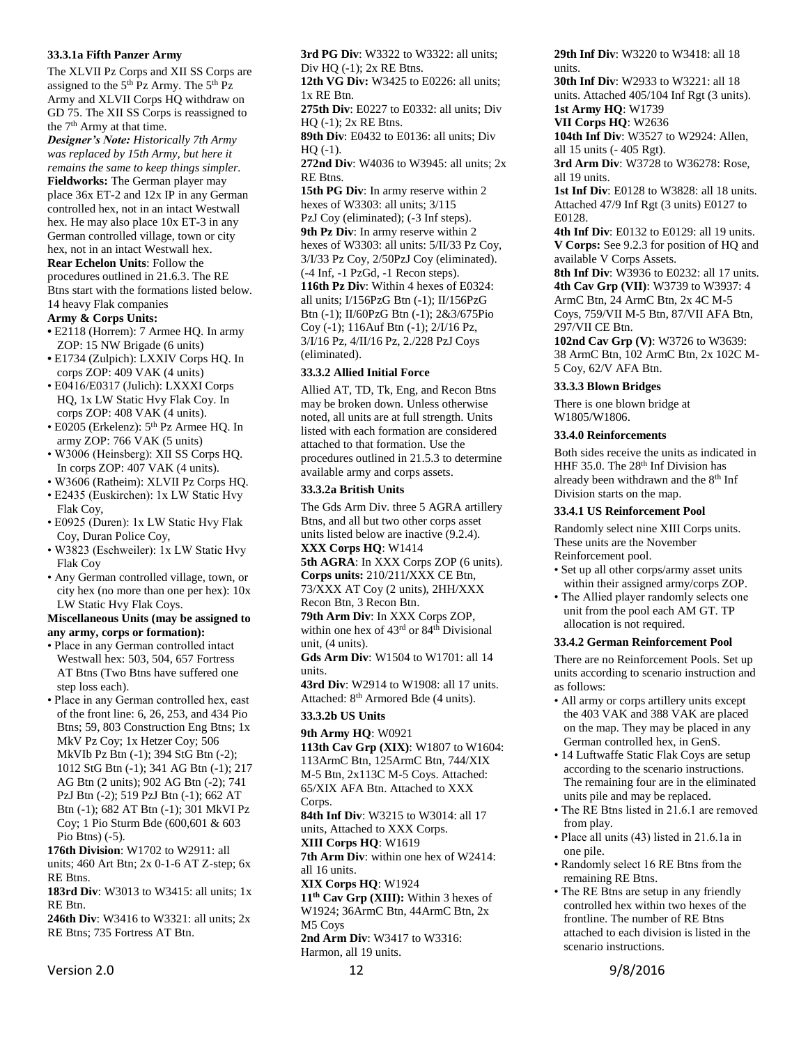### 33.3.1a Fifth Panzer Army

The XLVII Pz Corps and XII SS Corps are assigned to the 5th Pz Army. The 5th Pz Army and XLVII Corps HQ withdraw on GD 75. The XII SS Corps is reassigned to the 7th Army at that time.

***Designer's Note:** Historically 7th Army was replaced by 15th Army, but here it remains the same to keep things simpler.*

**Fieldworks:** The German player may place 36x ET-2 and 12x IP in any German controlled hex, not in an intact Westwall hex. He may also place 10x ET-3 in any German controlled village, town or city hex, not in an intact Westwall hex.

**Rear Echelon Units**: Follow the procedures outlined in 21.6.3. The RE Btns start with the formations listed below. 14 heavy Flak companies

**Army & Corps Units:**

- E2118 (Horrem): 7 Armee HQ. In army ZOP: 15 NW Brigade (6 units)
- E1734 (Zulpich): LXXIV Corps HQ. In corps ZOP: 409 VAK (4 units)
- E0416/E0317 (Julich): LXXXI Corps HQ, 1x LW Static Hvy Flak Coy. In corps ZOP: 408 VAK (4 units).
- E0205 (Erkelenz): 5th Pz Armee HQ. In army ZOP: 766 VAK (5 units)
- W3006 (Heinsberg): XII SS Corps HQ. In corps ZOP: 407 VAK (4 units).
- W3606 (Ratheim): XLVII Pz Corps HQ.
- E2435 (Euskirchen): 1x LW Static Hvy Flak Coy,
- E0925 (Duren): 1x LW Static Hvy Flak Coy, Duran Police Coy,
- W3823 (Eschweiler): 1x LW Static Hvy Flak Coy
- Any German controlled village, town, or city hex (no more than one per hex): 10x LW Static Hvy Flak Coys.

**Miscellaneous Units (may be assigned to any army, corps or formation):**

- Place in any German controlled intact Westwall hex: 503, 504, 657 Fortress AT Btns (Two Btns have suffered one step loss each).
- Place in any German controlled hex, east of the front line: 6, 26, 253, and 434 Pio Btns; 59, 803 Construction Eng Btns; 1x MkV Pz Coy; 1x Hetzer Coy; 506 MkVIb Pz Btn (-1); 394 StG Btn (-2); 1012 StG Btn (-1); 341 AG Btn (-1); 217 AG Btn (2 units); 902 AG Btn (-2); 741 PzJ Btn (-2); 519 PzJ Btn (-1); 662 AT Btn (-1); 682 AT Btn (-1); 301 MkVI Pz Coy; 1 Pio Sturm Bde (600,601 & 603 Pio Btns) (-5).

**176th Division**: W1702 to W2911: all units; 460 Art Btn; 2x 0-1-6 AT Z-step; 6x RE Btns.

**183rd Div**: W3013 to W3415: all units; 1x RE Btn.

**246th Div**: W3416 to W3321: all units; 2x RE Btns; 735 Fortress AT Btn.

**3rd PG Div**: W3322 to W3322: all units; Div HQ (-1); 2x RE Btns.

**12th VG Div:** W3425 to E0226: all units; 1x RE Btn.

**275th Div**: E0227 to E0332: all units; Div HQ (-1); 2x RE Btns.

**89th Div**: E0432 to E0136: all units; Div HQ (-1).

**272nd Div**: W4036 to W3945: all units; 2x RE Btns.

**15th PG Div**: In army reserve within 2 hexes of W3303: all units; 3/115 PzJ Coy (eliminated); (-3 Inf steps).

**9th Pz Div**: In army reserve within 2 hexes of W3303: all units: 5/II/33 Pz Coy, 3/I/33 Pz Coy, 2/50PzJ Coy (eliminated). (-4 Inf, -1 PzGd, -1 Recon steps).

**116th Pz Div**: Within 4 hexes of E0324: all units; I/156PzG Btn (-1); II/156PzG Btn (-1); II/60PzG Btn (-1); 2&3/675Pio Coy (-1); 116Auf Btn (-1); 2/I/16 Pz, 3/I/16 Pz, 4/II/16 Pz, 2./228 PzJ Coys (eliminated).

### 33.3.2 Allied Initial Force

Allied AT, TD, Tk, Eng, and Recon Btns may be broken down. Unless otherwise noted, all units are at full strength. Units listed with each formation are considered attached to that formation. Use the procedures outlined in 21.5.3 to determine available army and corps assets.

### 33.3.2a British Units

The Gds Arm Div. three 5 AGRA artillery Btns, and all but two other corps asset units listed below are inactive (9.2.4).

**XXX Corps HQ**: W1414

**5th AGRA**: In XXX Corps ZOP (6 units).

**Corps units:** 210/211/XXX CE Btn, 73/XXX AT Coy (2 units), 2HH/XXX Recon Btn, 3 Recon Btn.

**79th Arm Div**: In XXX Corps ZOP, within one hex of 43rd or 84th Divisional unit, (4 units).

**Gds Arm Div**: W1504 to W1701: all 14 units.

**43rd Div**: W2914 to W1908: all 17 units. Attached: 8th Armored Bde (4 units).

### 33.3.2b US Units

**9th Army HQ**: W0921

**113th Cav Grp (XIX)**: W1807 to W1604: 113ArmC Btn, 125ArmC Btn, 744/XIX M-5 Btn, 2x113C M-5 Coys. Attached: 65/XIX AFA Btn. Attached to XXX Corps.

**84th Inf Div**: W3215 to W3014: all 17 units, Attached to XXX Corps.

**XIII Corps HQ**: W1619

**7th Arm Div**: within one hex of W2414: all 16 units.

**XIX Corps HQ**: W1924

**11th Cav Grp (XIII):** Within 3 hexes of W1924; 36ArmC Btn, 44ArmC Btn, 2x M5 Coys

**2nd Arm Div**: W3417 to W3316: Harmon, all 19 units.

**29th Inf Div**: W3220 to W3418: all 18 units.

**30th Inf Div**: W2933 to W3221: all 18 units. Attached 405/104 Inf Rgt (3 units).

**1st Army HQ**: W1739

**VII Corps HQ**: W2636

**104th Inf Div**: W3527 to W2924: Allen, all 15 units (- 405 Rgt).

**3rd Arm Div**: W3728 to W36278: Rose, all 19 units.

**1st Inf Div**: E0128 to W3828: all 18 units. Attached 47/9 Inf Rgt (3 units) E0127 to E0128.

**4th Inf Div**: E0132 to E0129: all 19 units.

**V Corps:** See 9.2.3 for position of HQ and available V Corps Assets.

**8th Inf Div**: W3936 to E0232: all 17 units.

**4th Cav Grp (VII)**: W3739 to W3937: 4 ArmC Btn, 24 ArmC Btn, 2x 4C M-5 Coys, 759/VII M-5 Btn, 87/VII AFA Btn, 297/VII CE Btn.

**102nd Cav Grp (V)**: W3726 to W3639: 38 ArmC Btn, 102 ArmC Btn, 2x 102C M-5 Coy, 62/V AFA Btn.

### 33.3.3 Blown Bridges

There is one blown bridge at W1805/W1806.

### 33.4.0 Reinforcements

Both sides receive the units as indicated in HHF 35.0. The 28th Inf Division has already been withdrawn and the 8th Inf Division starts on the map.

### 33.4.1 US Reinforcement Pool

Randomly select nine XIII Corps units. These units are the November Reinforcement pool.

- Set up all other corps/army asset units within their assigned army/corps ZOP.
- The Allied player randomly selects one unit from the pool each AM GT. TP allocation is not required.

### 33.4.2 German Reinforcement Pool

There are no Reinforcement Pools. Set up units according to scenario instruction and as follows:

- All army or corps artillery units except the 403 VAK and 388 VAK are placed on the map. They may be placed in any German controlled hex, in GenS.
- 14 Luftwaffe Static Flak Coys are setup according to the scenario instructions. The remaining four are in the eliminated units pile and may be replaced.
- The RE Btns listed in 21.6.1 are removed from play.
- Place all units (43) listed in 21.6.1a in one pile.
- Randomly select 16 RE Btns from the remaining RE Btns.
- The RE Btns are setup in any friendly controlled hex within two hexes of the frontline. The number of RE Btns attached to each division is listed in the scenario instructions.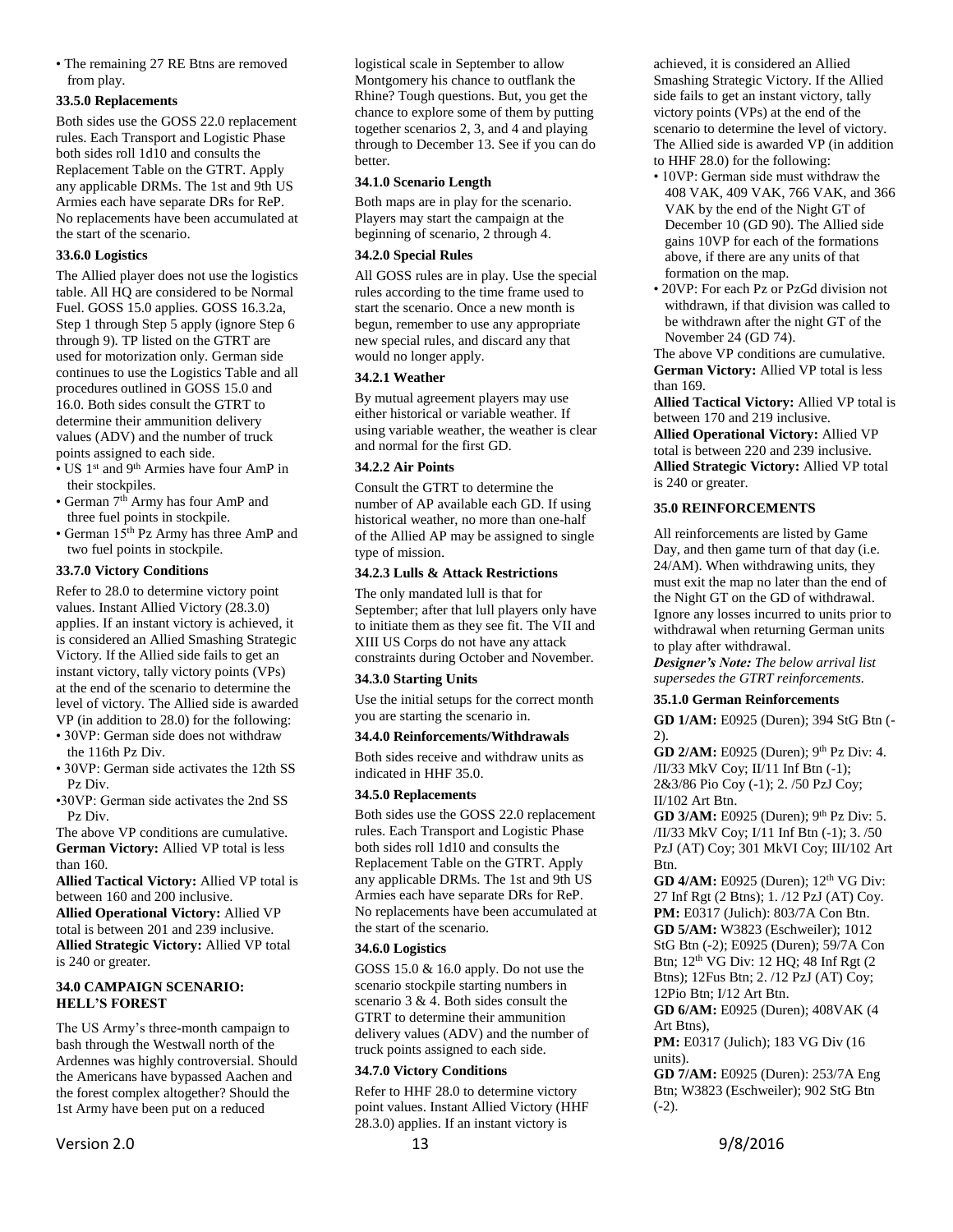- The remaining 27 RE Btns are removed from play.

### 33.5.0 Replacements

Both sides use the GOSS 22.0 replacement rules. Each Transport and Logistic Phase both sides roll 1d10 and consults the Replacement Table on the GTRT. Apply any applicable DRMs. The 1st and 9th US Armies each have separate DRs for ReP. No replacements have been accumulated at the start of the scenario.

### 33.6.0 Logistics

The Allied player does not use the logistics table. All HQ are considered to be Normal Fuel. GOSS 15.0 applies. GOSS 16.3.2a, Step 1 through Step 5 apply (ignore Step 6 through 9). TP listed on the GTRT are used for motorization only. German side continues to use the Logistics Table and all procedures outlined in GOSS 15.0 and 16.0. Both sides consult the GTRT to determine their ammunition delivery values (ADV) and the number of truck points assigned to each side.

- US 1st and 9th Armies have four AmP in their stockpiles.
- German 7th Army has four AmP and three fuel points in stockpile.
- German 15th Pz Army has three AmP and two fuel points in stockpile.

### 33.7.0 Victory Conditions

Refer to 28.0 to determine victory point values. Instant Allied Victory (28.3.0) applies. If an instant victory is achieved, it is considered an Allied Smashing Strategic Victory. If the Allied side fails to get an instant victory, tally victory points (VPs) at the end of the scenario to determine the level of victory. The Allied side is awarded VP (in addition to 28.0) for the following:

- 30VP: German side does not withdraw the 116th Pz Div.
- 30VP: German side activates the 12th SS Pz Div.
- 30VP: German side activates the 2nd SS Pz Div.

The above VP conditions are cumulative.

**German Victory:** Allied VP total is less than 160.

**Allied Tactical Victory:** Allied VP total is between 160 and 200 inclusive.

**Allied Operational Victory:** Allied VP total is between 201 and 239 inclusive.

**Allied Strategic Victory:** Allied VP total is 240 or greater.

## 34.0 CAMPAIGN SCENARIO: HELL'S FOREST

The US Army's three-month campaign to bash through the Westwall north of the Ardennes was highly controversial. Should the Americans have bypassed Aachen and the forest complex altogether? Should the 1st Army have been put on a reduced logistical scale in September to allow Montgomery his chance to outflank the Rhine? Tough questions. But, you get the chance to explore some of them by putting together scenarios 2, 3, and 4 and playing through to December 13. See if you can do better.

### 34.1.0 Scenario Length

Both maps are in play for the scenario. Players may start the campaign at the beginning of scenario, 2 through 4.

### 34.2.0 Special Rules

All GOSS rules are in play. Use the special rules according to the time frame used to start the scenario. Once a new month is begun, remember to use any appropriate new special rules, and discard any that would no longer apply.

### 34.2.1 Weather

By mutual agreement players may use either historical or variable weather. If using variable weather, the weather is clear and normal for the first GD.

### 34.2.2 Air Points

Consult the GTRT to determine the number of AP available each GD. If using historical weather, no more than one-half of the Allied AP may be assigned to single type of mission.

### 34.2.3 Lulls & Attack Restrictions

The only mandated lull is that for September; after that lull players only have to initiate them as they see fit. The VII and XIII US Corps do not have any attack constraints during October and November.

### 34.3.0 Starting Units

Use the initial setups for the correct month you are starting the scenario in.

### 34.4.0 Reinforcements/Withdrawals

Both sides receive and withdraw units as indicated in HHF 35.0.

### 34.5.0 Replacements

Both sides use the GOSS 22.0 replacement rules. Each Transport and Logistic Phase both sides roll 1d10 and consults the Replacement Table on the GTRT. Apply any applicable DRMs. The 1st and 9th US Armies each have separate DRs for ReP. No replacements have been accumulated at the start of the scenario.

### 34.6.0 Logistics

GOSS 15.0 & 16.0 apply. Do not use the scenario stockpile starting numbers in scenario 3 & 4. Both sides consult the GTRT to determine their ammunition delivery values (ADV) and the number of truck points assigned to each side.

### 34.7.0 Victory Conditions

Refer to HHF 28.0 to determine victory point values. Instant Allied Victory (HHF 28.3.0) applies. If an instant victory is achieved, it is considered an Allied Smashing Strategic Victory. If the Allied side fails to get an instant victory, tally victory points (VPs) at the end of the scenario to determine the level of victory. The Allied side is awarded VP (in addition to HHF 28.0) for the following:

- 10VP: German side must withdraw the 408 VAK, 409 VAK, 766 VAK, and 366 VAK by the end of the Night GT of December 10 (GD 90). The Allied side gains 10VP for each of the formations above, if there are any units of that formation on the map.
- 20VP: For each Pz or PzGd division not withdrawn, if that division was called to be withdrawn after the night GT of the November 24 (GD 74).

The above VP conditions are cumulative.

**German Victory:** Allied VP total is less than 169.

**Allied Tactical Victory:** Allied VP total is between 170 and 219 inclusive.

**Allied Operational Victory:** Allied VP total is between 220 and 239 inclusive.

**Allied Strategic Victory:** Allied VP total is 240 or greater.

## 35.0 REINFORCEMENTS

All reinforcements are listed by Game Day, and then game turn of that day (i.e. 24/AM). When withdrawing units, they must exit the map no later than the end of the Night GT on the GD of withdrawal. Ignore any losses incurred to units prior to withdrawal when returning German units to play after withdrawal.

***Designer's Note:*** *The below arrival list supersedes the GTRT reinforcements.*

### 35.1.0 German Reinforcements

**GD 1/AM:** E0925 (Duren); 394 StG Btn (-2).

**GD 2/AM:** E0925 (Duren); 9th Pz Div: 4./II/33 MkV Coy; II/11 Inf Btn (-1); 2&3/86 Pio Coy (-1); 2./50 PzJ Coy; II/102 Art Btn.

**GD 3/AM:** E0925 (Duren); 9th Pz Div: 5./II/33 MkV Coy; I/11 Inf Btn (-1); 3./50 PzJ (AT) Coy; 301 MkVI Coy; III/102 Art Btn.

**GD 4/AM:** E0925 (Duren); 12th VG Div: 27 Inf Rgt (2 Btns); 1./12 PzJ (AT) Coy.

**PM:** E0317 (Julich): 803/7A Con Btn.

**GD 5/AM:** W3823 (Eschweiler); 1012 StG Btn (-2); E0925 (Duren); 59/7A Con Btn; 12th VG Div: 12 HQ; 48 Inf Rgt (2 Btns); 12Fus Btn; 2./12 PzJ (AT) Coy; 12Pio Btn; I/12 Art Btn.

**GD 6/AM:** E0925 (Duren); 408VAK (4 Art Btns),

**PM:** E0317 (Julich); 183 VG Div (16 units).

**GD 7/AM:** E0925 (Duren): 253/7A Eng Btn; W3823 (Eschweiler); 902 StG Btn (-2).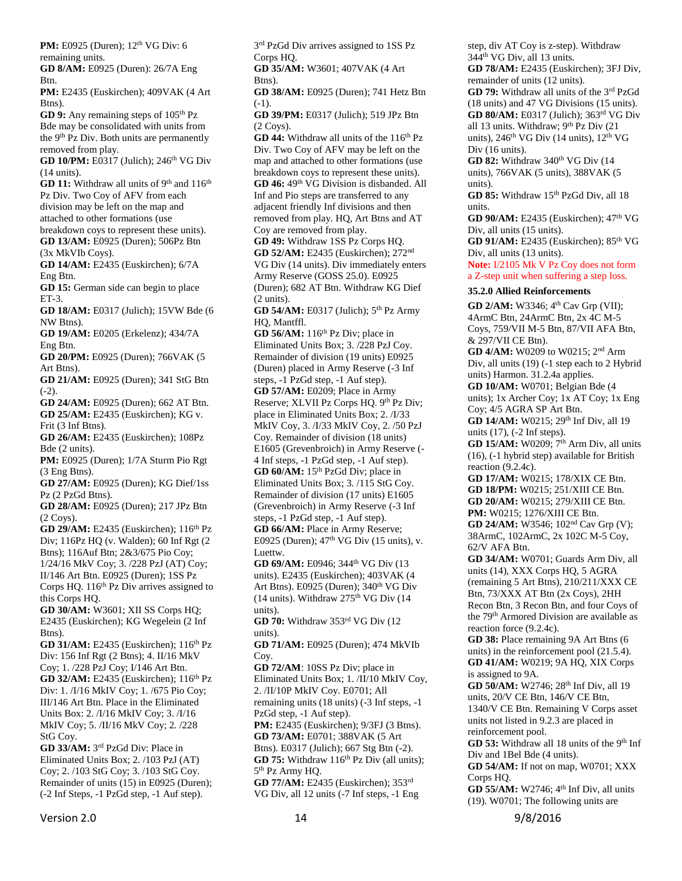**PM:** E0925 (Duren); 12th VG Div: 6 remaining units.

**GD 8/AM:** E0925 (Duren): 26/7A Eng Btn.

**PM:** E2435 (Euskirchen); 409VAK (4 Art Btns).

**GD 9:** Any remaining steps of 105th Pz Bde may be consolidated with units from the 9th Pz Div. Both units are permanently removed from play.

**GD 10/PM:** E0317 (Julich); 246th VG Div (14 units).

**GD 11:** Withdraw all units of 9th and 116th Pz Div. Two Coy of AFV from each division may be left on the map and attached to other formations (use breakdown coys to represent these units).

**GD 13/AM:** E0925 (Duren); 506Pz Btn (3x MkVIb Coys).

**GD 14/AM:** E2435 (Euskirchen); 6/7A Eng Btn.

**GD 15:** German side can begin to place ET-3.

**GD 18/AM:** E0317 (Julich); 15VW Bde (6 NW Btns).

**GD 19/AM:** E0205 (Erkelenz); 434/7A Eng Btn.

**GD 20/PM:** E0925 (Duren); 766VAK (5 Art Btns).

**GD 21/AM:** E0925 (Duren); 341 StG Btn (-2).

**GD 24/AM:** E0925 (Duren); 662 AT Btn.

**GD 25/AM:** E2435 (Euskirchen); KG v. Frit (3 Inf Btns).

**GD 26/AM:** E2435 (Euskirchen); 108Pz Bde (2 units).

**PM:** E0925 (Duren); 1/7A Sturm Pio Rgt (3 Eng Btns).

**GD 27/AM:** E0925 (Duren); KG Dief/1ss Pz (2 PzGd Btns).

**GD 28/AM:** E0925 (Duren); 217 JPz Btn (2 Coys).

**GD 29/AM:** E2435 (Euskirchen); 116th Pz Div; 116Pz HQ (v. Walden); 60 Inf Rgt (2 Btns); 116Auf Btn; 2&3/675 Pio Coy; 1/24/16 MkV Coy; 3. /228 PzJ (AT) Coy; II/146 Art Btn. E0925 (Duren); 1SS Pz Corps HQ. 116th Pz Div arrives assigned to this Corps HQ.

**GD 30/AM:** W3601; XII SS Corps HQ; E2435 (Euskirchen); KG Wegelein (2 Inf Btns).

**GD 31/AM:** E2435 (Euskirchen); 116th Pz Div: 156 Inf Rgt (2 Btns); 4. II/16 MkV Coy; 1. /228 PzJ Coy; I/146 Art Btn.

**GD 32/AM:** E2435 (Euskirchen); 116th Pz Div: 1. /I/16 MkIV Coy; 1. /675 Pio Coy; III/146 Art Btn. Place in the Eliminated Units Box: 2. /I/16 MkIV Coy; 3. /I/16 MkIV Coy; 5. /II/16 MkV Coy; 2. /228 StG Coy.

**GD 33/AM:** 3rd PzGd Div: Place in Eliminated Units Box; 2. /103 PzJ (AT) Coy; 2. /103 StG Coy; 3. /103 StG Coy. Remainder of units (15) in E0925 (Duren); (-2 Inf Steps, -1 PzGd step, -1 Auf step). 3rd PzGd Div arrives assigned to 1SS Pz Corps HQ.

**GD 35/AM:** W3601; 407VAK (4 Art Btns).

**GD 38/AM:** E0925 (Duren); 741 Hetz Btn (-1).

**GD 39/PM:** E0317 (Julich); 519 JPz Btn (2 Coys).

**GD 44:** Withdraw all units of the 116th Pz Div. Two Coy of AFV may be left on the map and attached to other formations (use breakdown coys to represent these units).

**GD 46:** 49th VG Division is disbanded. All Inf and Pio steps are transferred to any adjacent friendly Inf divisions and then removed from play. HQ, Art Btns and AT Coy are removed from play.

**GD 49:** Withdraw 1SS Pz Corps HQ.

**GD 52/AM:** E2435 (Euskirchen); 272nd VG Div (14 units). Div immediately enters Army Reserve (GOSS 25.0). E0925 (Duren); 682 AT Btn. Withdraw KG Dief (2 units).

**GD 54/AM:** E0317 (Julich); 5th Pz Army HQ, Mantffl.

**GD 56/AM:** 116th Pz Div; place in Eliminated Units Box; 3. /228 PzJ Coy. Remainder of division (19 units) E0925 (Duren) placed in Army Reserve (-3 Inf steps, -1 PzGd step, -1 Auf step).

**GD 57/AM:** E0209; Place in Army Reserve; XLVII Pz Corps HQ. 9th Pz Div; place in Eliminated Units Box; 2. /I/33 MkIV Coy, 3. /I/33 MkIV Coy, 2. /50 PzJ Coy. Remainder of division (18 units) E1605 (Grevenbroich) in Army Reserve (-4 Inf steps, -1 PzGd step, -1 Auf step).

**GD 60/AM:** 15th PzGd Div; place in Eliminated Units Box; 3. /115 StG Coy. Remainder of division (17 units) E1605 (Grevenbroich) in Army Reserve (-3 Inf steps, -1 PzGd step, -1 Auf step).

**GD 66/AM:** Place in Army Reserve; E0925 (Duren); 47th VG Div (15 units), v. Luettw.

**GD 69/AM:** E0946; 344th VG Div (13 units). E2435 (Euskirchen); 403VAK (4 Art Btns). E0925 (Duren); 340th VG Div (14 units). Withdraw 275th VG Div (14 units).

**GD 70:** Withdraw 353rd VG Div (12 units).

**GD 71/AM:** E0925 (Duren); 474 MkVIb Coy.

**GD 72/AM**: 10SS Pz Div; place in Eliminated Units Box; 1. /II/10 MkIV Coy, 2. /II/10P MkIV Coy. E0701; All remaining units (18 units) (-3 Inf steps, -1 PzGd step, -1 Auf step).

**PM:** E2435 (Euskirchen); 9/3FJ (3 Btns).

**GD 73/AM:** E0701; 388VAK (5 Art Btns). E0317 (Julich); 667 Stg Btn (-2).

**GD 75:** Withdraw 116th Pz Div (all units); 5th Pz Army HQ.

**GD 77/AM:** E2435 (Euskirchen); 353rd VG Div, all 12 units (-7 Inf steps, -1 Eng step, div AT Coy is z-step). Withdraw 344th VG Div, all 13 units.

**GD 78/AM:** E2435 (Euskirchen); 3FJ Div, remainder of units (12 units).

**GD 79:** Withdraw all units of the 3rd PzGd (18 units) and 47 VG Divisions (15 units).

**GD 80/AM:** E0317 (Julich); 363rd VG Div all 13 units. Withdraw; 9th Pz Div (21 units), 246th VG Div (14 units), 12th VG Div (16 units).

**GD 82:** Withdraw 340th VG Div (14 units), 766VAK (5 units), 388VAK (5 units).

**GD 85:** Withdraw 15th PzGd Div, all 18 units.

**GD 90/AM:** E2435 (Euskirchen); 47th VG Div, all units (15 units).

**GD 91/AM:** E2435 (Euskirchen); 85th VG Div, all units (13 units).

**Note:** I/2105 Mk V Pz Coy does not form a Z-step unit when suffering a step loss.

### 35.2.0 Allied Reinforcements

**GD 2/AM:** W3346; 4th Cav Grp (VII); 4ArmC Btn, 24ArmC Btn, 2x 4C M-5 Coys, 759/VII M-5 Btn, 87/VII AFA Btn, & 297/VII CE Btn).

**GD 4/AM:** W0209 to W0215; 2nd Arm Div, all units (19) (-1 step each to 2 Hybrid units) Harmon. 31.2.4a applies.

**GD 10/AM:** W0701; Belgian Bde (4 units); 1x Archer Coy; 1x AT Coy; 1x Eng Coy; 4/5 AGRA SP Art Btn.

**GD 14/AM:** W0215; 29th Inf Div, all 19 units (17), (-2 Inf steps).

**GD 15/AM:** W0209; 7th Arm Div, all units (16), (-1 hybrid step) available for British reaction (9.2.4c).

**GD 17/AM:** W0215; 178/XIX CE Btn.

**GD 18/PM:** W0215; 251/XIII CE Btn.

**GD 20/AM:** W0215; 279/XIII CE Btn.

**PM:** W0215; 1276/XIII CE Btn.

**GD 24/AM:** W3546; 102nd Cav Grp (V); 38ArmC, 102ArmC, 2x 102C M-5 Coy, 62/V AFA Btn.

**GD 34/AM:** W0701; Guards Arm Div, all units (14), XXX Corps HQ, 5 AGRA (remaining 5 Art Btns), 210/211/XXX CE Btn, 73/XXX AT Btn (2x Coys), 2HH Recon Btn, 3 Recon Btn, and four Coys of the 79th Armored Division are available as reaction force (9.2.4c).

**GD 38:** Place remaining 9A Art Btns (6 units) in the reinforcement pool (21.5.4).

**GD 41/AM:** W0219; 9A HQ, XIX Corps is assigned to 9A.

**GD 50/AM:** W2746; 28th Inf Div, all 19 units, 20/V CE Btn, 146/V CE Btn, 1340/V CE Btn. Remaining V Corps asset units not listed in 9.2.3 are placed in reinforcement pool.

**GD 53:** Withdraw all 18 units of the 9th Inf Div and 1Bel Bde (4 units).

**GD 54/AM:** If not on map, W0701; XXX Corps HQ.

**GD 55/AM:** W2746; 4th Inf Div, all units (19). W0701; The following units are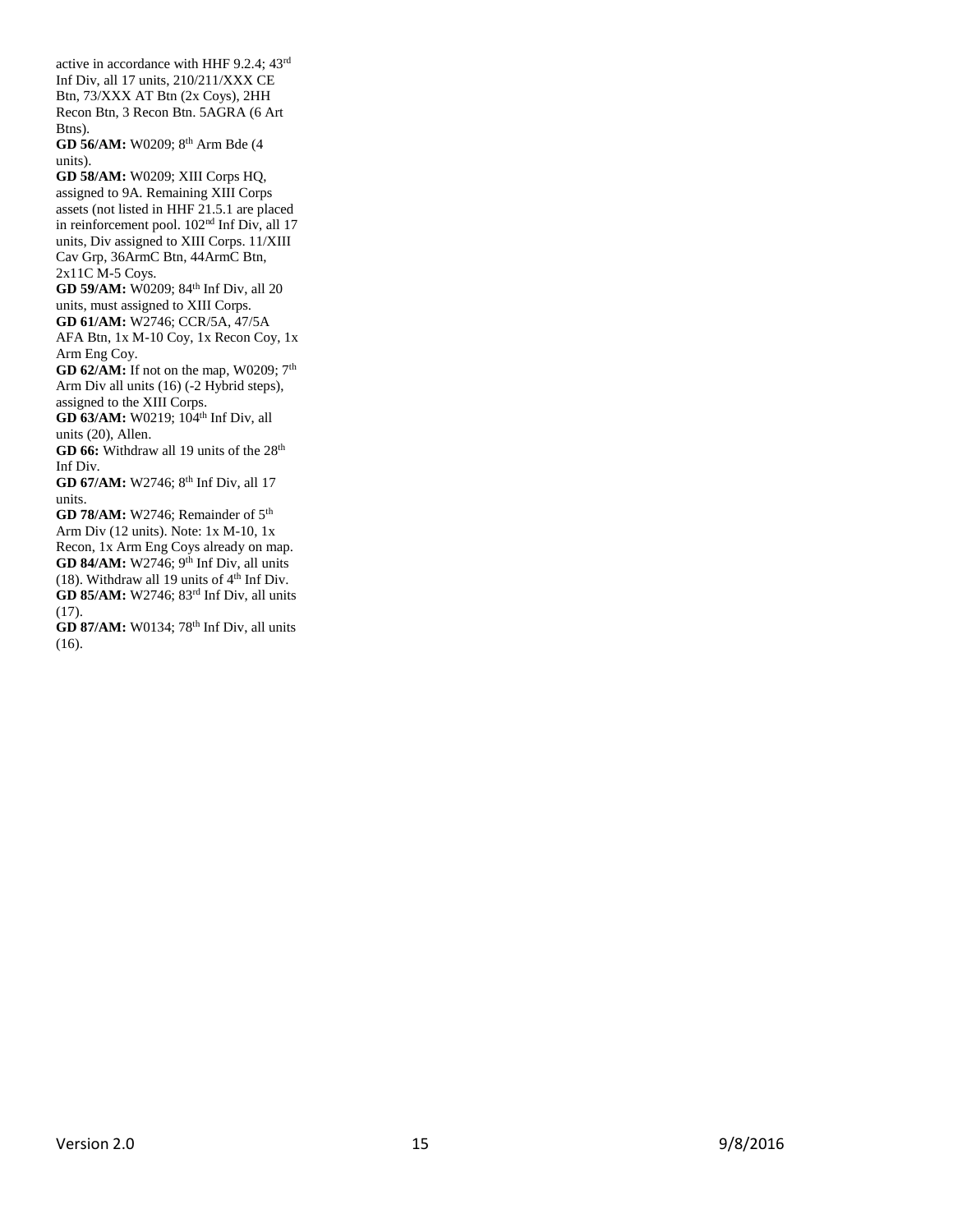active in accordance with HHF 9.2.4; 43rd Inf Div, all 17 units, 210/211/XXX CE Btn, 73/XXX AT Btn (2x Coys), 2HH Recon Btn, 3 Recon Btn. 5AGRA (6 Art Btns).

**GD 56/AM:** W0209; 8th Arm Bde (4 units).

**GD 58/AM:** W0209; XIII Corps HQ, assigned to 9A. Remaining XIII Corps assets (not listed in HHF 21.5.1 are placed in reinforcement pool. 102nd Inf Div, all 17 units, Div assigned to XIII Corps. 11/XIII Cav Grp, 36ArmC Btn, 44ArmC Btn, 2x11C M-5 Coys.

**GD 59/AM:** W0209; 84th Inf Div, all 20 units, must assigned to XIII Corps.

**GD 61/AM:** W2746; CCR/5A, 47/5A AFA Btn, 1x M-10 Coy, 1x Recon Coy, 1x Arm Eng Coy.

**GD 62/AM:** If not on the map, W0209; 7th Arm Div all units (16) (-2 Hybrid steps), assigned to the XIII Corps.

**GD 63/AM:** W0219; 104th Inf Div, all units (20), Allen.

**GD 66:** Withdraw all 19 units of the 28th Inf Div.

**GD 67/AM:** W2746; 8th Inf Div, all 17 units.

**GD 78/AM:** W2746; Remainder of 5th Arm Div (12 units). Note: 1x M-10, 1x Recon, 1x Arm Eng Coys already on map.

**GD 84/AM:** W2746; 9th Inf Div, all units (18). Withdraw all 19 units of 4th Inf Div.

**GD 85/AM:** W2746; 83rd Inf Div, all units (17).

**GD 87/AM:** W0134; 78th Inf Div, all units (16).